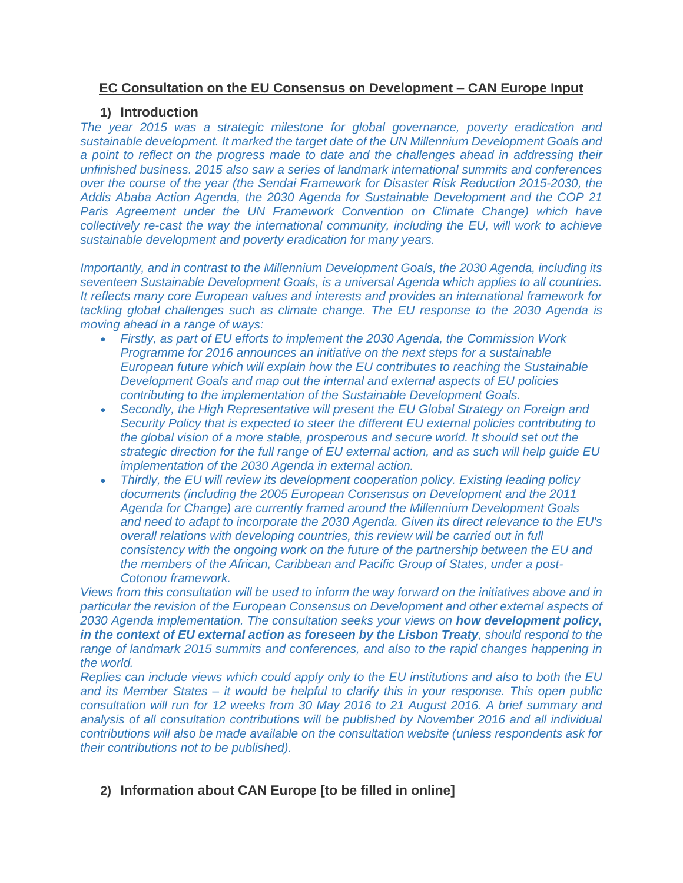# EC Consultation on the EU Consensus on Development – CAN Europe Input

## 1) Introduction

*The year 2015 was a strategic milestone for global governance, poverty eradication and sustainable development. It marked the target date of the UN Millennium Development Goals and a point to reflect on the progress made to date and the challenges ahead in addressing their unfinished business. 2015 also saw a series of landmark international summits and conferences over the course of the year (the Sendai Framework for Disaster Risk Reduction 2015-2030, the Addis Ababa Action Agenda, the 2030 Agenda for Sustainable Development and the COP 21 Paris Agreement under the UN Framework Convention on Climate Change) which have collectively re-cast the way the international community, including the EU, will work to achieve sustainable development and poverty eradication for many years.*

*Importantly, and in contrast to the Millennium Development Goals, the 2030 Agenda, including its seventeen Sustainable Development Goals, is a universal Agenda which applies to all countries. It reflects many core European values and interests and provides an international framework for tackling global challenges such as climate change. The EU response to the 2030 Agenda is moving ahead in a range of ways:*

- *Firstly, as part of EU efforts to implement the 2030 Agenda, the Commission Work Programme for 2016 announces an initiative on the next steps for a sustainable European future which will explain how the EU contributes to reaching the Sustainable Development Goals and map out the internal and external aspects of EU policies contributing to the implementation of the Sustainable Development Goals.*
- *Secondly, the High Representative will present the EU Global Strategy on Foreign and Security Policy that is expected to steer the different EU external policies contributing to the global vision of a more stable, prosperous and secure world. It should set out the strategic direction for the full range of EU external action, and as such will help guide EU implementation of the 2030 Agenda in external action.*
- *Thirdly, the EU will review its development cooperation policy. Existing leading policy documents (including the 2005 European Consensus on Development and the 2011 Agenda for Change) are currently framed around the Millennium Development Goals and need to adapt to incorporate the 2030 Agenda. Given its direct relevance to the EU's overall relations with developing countries, this review will be carried out in full consistency with the ongoing work on the future of the partnership between the EU and the members of the African, Caribbean and Pacific Group of States, under a post-Cotonou framework.*

*Views from this consultation will be used to inform the way forward on the initiatives above and in particular the revision of the European Consensus on Development and other external aspects of 2030 Agenda implementation. The consultation seeks your views on **how development policy, in the context of EU external action as foreseen by the Lisbon Treaty**, should respond to the range of landmark 2015 summits and conferences, and also to the rapid changes happening in the world.*

*Replies can include views which could apply only to the EU institutions and also to both the EU and its Member States – it would be helpful to clarify this in your response. This open public consultation will run for 12 weeks from 30 May 2016 to 21 August 2016. A brief summary and analysis of all consultation contributions will be published by November 2016 and all individual contributions will also be made available on the consultation website (unless respondents ask for their contributions not to be published).*

## 2) Information about CAN Europe [to be filled in online]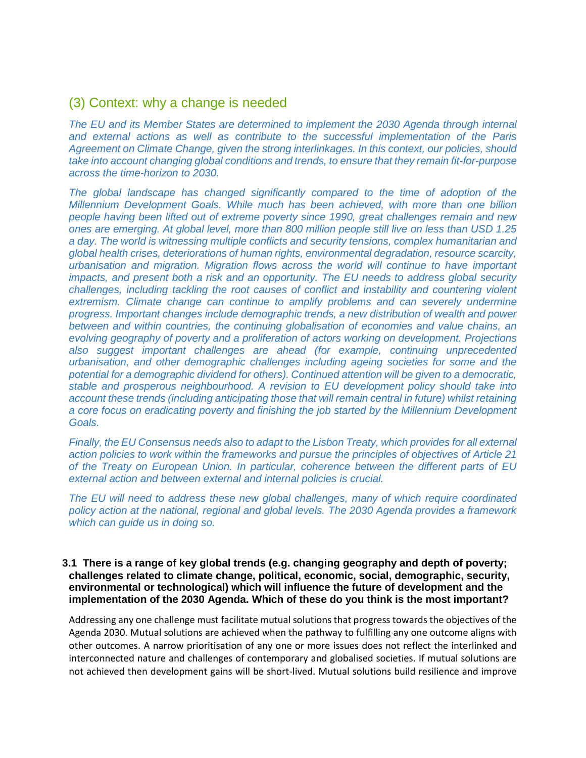## (3) Context: why a change is needed

*The EU and its Member States are determined to implement the 2030 Agenda through internal and external actions as well as contribute to the successful implementation of the Paris Agreement on Climate Change, given the strong interlinkages. In this context, our policies, should take into account changing global conditions and trends, to ensure that they remain fit-for-purpose across the time-horizon to 2030.*

*The global landscape has changed significantly compared to the time of adoption of the Millennium Development Goals. While much has been achieved, with more than one billion people having been lifted out of extreme poverty since 1990, great challenges remain and new ones are emerging. At global level, more than 800 million people still live on less than USD 1.25 a day. The world is witnessing multiple conflicts and security tensions, complex humanitarian and global health crises, deteriorations of human rights, environmental degradation, resource scarcity, urbanisation and migration. Migration flows across the world will continue to have important impacts, and present both a risk and an opportunity. The EU needs to address global security challenges, including tackling the root causes of conflict and instability and countering violent extremism. Climate change can continue to amplify problems and can severely undermine progress. Important changes include demographic trends, a new distribution of wealth and power between and within countries, the continuing globalisation of economies and value chains, an evolving geography of poverty and a proliferation of actors working on development. Projections also suggest important challenges are ahead (for example, continuing unprecedented urbanisation, and other demographic challenges including ageing societies for some and the potential for a demographic dividend for others). Continued attention will be given to a democratic, stable and prosperous neighbourhood. A revision to EU development policy should take into account these trends (including anticipating those that will remain central in future) whilst retaining a core focus on eradicating poverty and finishing the job started by the Millennium Development Goals.*

*Finally, the EU Consensus needs also to adapt to the Lisbon Treaty, which provides for all external action policies to work within the frameworks and pursue the principles of objectives of Article 21 of the Treaty on European Union. In particular, coherence between the different parts of EU external action and between external and internal policies is crucial.*

*The EU will need to address these new global challenges, many of which require coordinated policy action at the national, regional and global levels. The 2030 Agenda provides a framework which can guide us in doing so.*

**3.1 There is a range of key global trends (e.g. changing geography and depth of poverty; challenges related to climate change, political, economic, social, demographic, security, environmental or technological) which will influence the future of development and the implementation of the 2030 Agenda. Which of these do you think is the most important?**

Addressing any one challenge must facilitate mutual solutions that progress towards the objectives of the Agenda 2030. Mutual solutions are achieved when the pathway to fulfilling any one outcome aligns with other outcomes. A narrow prioritisation of any one or more issues does not reflect the interlinked and interconnected nature and challenges of contemporary and globalised societies. If mutual solutions are not achieved then development gains will be short-lived. Mutual solutions build resilience and improve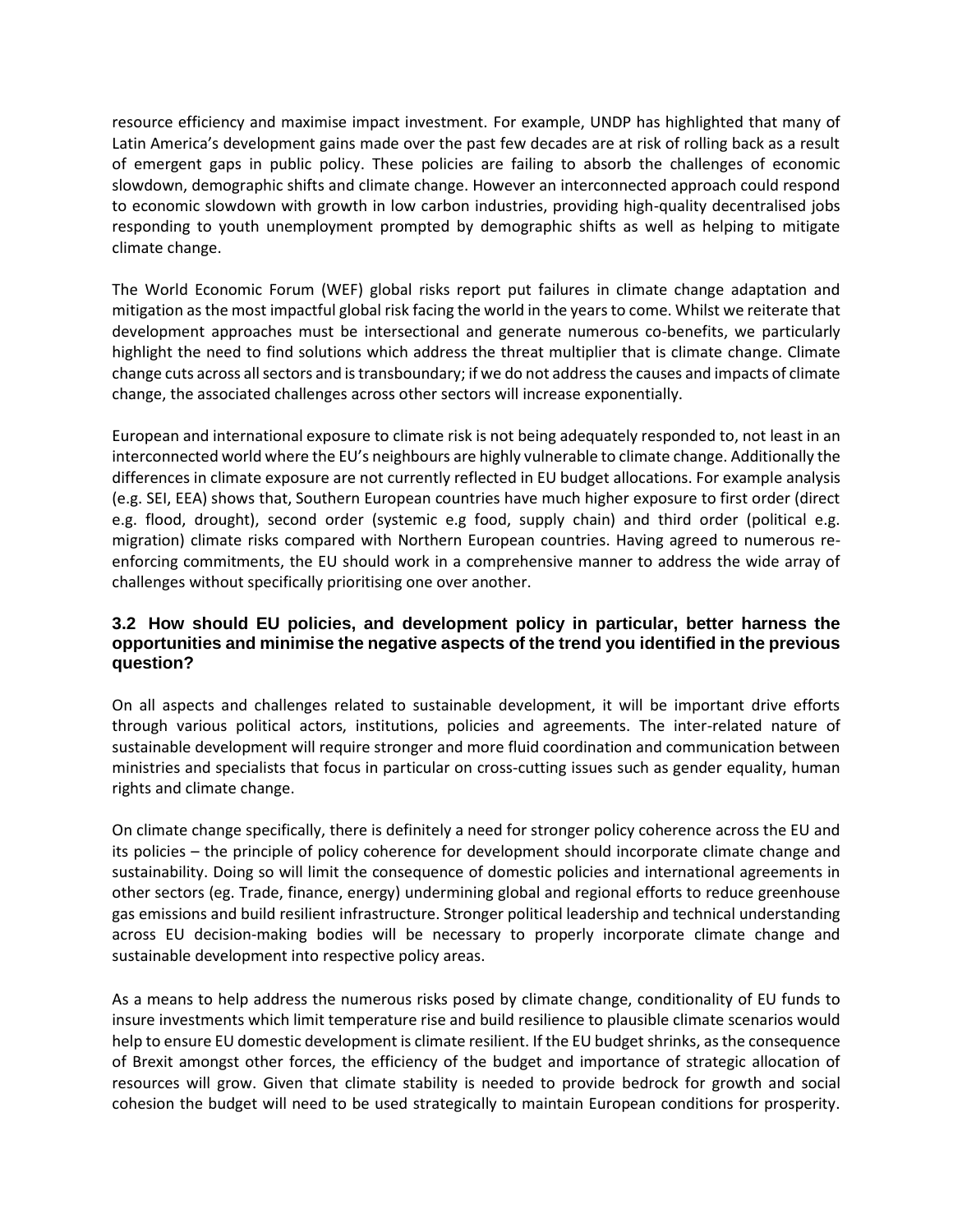resource efficiency and maximise impact investment. For example, UNDP has highlighted that many of Latin America's development gains made over the past few decades are at risk of rolling back as a result of emergent gaps in public policy. These policies are failing to absorb the challenges of economic slowdown, demographic shifts and climate change. However an interconnected approach could respond to economic slowdown with growth in low carbon industries, providing high-quality decentralised jobs responding to youth unemployment prompted by demographic shifts as well as helping to mitigate climate change.

The World Economic Forum (WEF) global risks report put failures in climate change adaptation and mitigation as the most impactful global risk facing the world in the years to come. Whilst we reiterate that development approaches must be intersectional and generate numerous co-benefits, we particularly highlight the need to find solutions which address the threat multiplier that is climate change. Climate change cuts across all sectors and is transboundary; if we do not address the causes and impacts of climate change, the associated challenges across other sectors will increase exponentially.

European and international exposure to climate risk is not being adequately responded to, not least in an interconnected world where the EU's neighbours are highly vulnerable to climate change. Additionally the differences in climate exposure are not currently reflected in EU budget allocations. For example analysis (e.g. SEI, EEA) shows that, Southern European countries have much higher exposure to first order (direct e.g. flood, drought), second order (systemic e.g food, supply chain) and third order (political e.g. migration) climate risks compared with Northern European countries. Having agreed to numerous re-enforcing commitments, the EU should work in a comprehensive manner to address the wide array of challenges without specifically prioritising one over another.

### 3.2 How should EU policies, and development policy in particular, better harness the opportunities and minimise the negative aspects of the trend you identified in the previous question?

On all aspects and challenges related to sustainable development, it will be important drive efforts through various political actors, institutions, policies and agreements. The inter-related nature of sustainable development will require stronger and more fluid coordination and communication between ministries and specialists that focus in particular on cross-cutting issues such as gender equality, human rights and climate change.

On climate change specifically, there is definitely a need for stronger policy coherence across the EU and its policies – the principle of policy coherence for development should incorporate climate change and sustainability. Doing so will limit the consequence of domestic policies and international agreements in other sectors (eg. Trade, finance, energy) undermining global and regional efforts to reduce greenhouse gas emissions and build resilient infrastructure. Stronger political leadership and technical understanding across EU decision-making bodies will be necessary to properly incorporate climate change and sustainable development into respective policy areas.

As a means to help address the numerous risks posed by climate change, conditionality of EU funds to insure investments which limit temperature rise and build resilience to plausible climate scenarios would help to ensure EU domestic development is climate resilient. If the EU budget shrinks, as the consequence of Brexit amongst other forces, the efficiency of the budget and importance of strategic allocation of resources will grow. Given that climate stability is needed to provide bedrock for growth and social cohesion the budget will need to be used strategically to maintain European conditions for prosperity.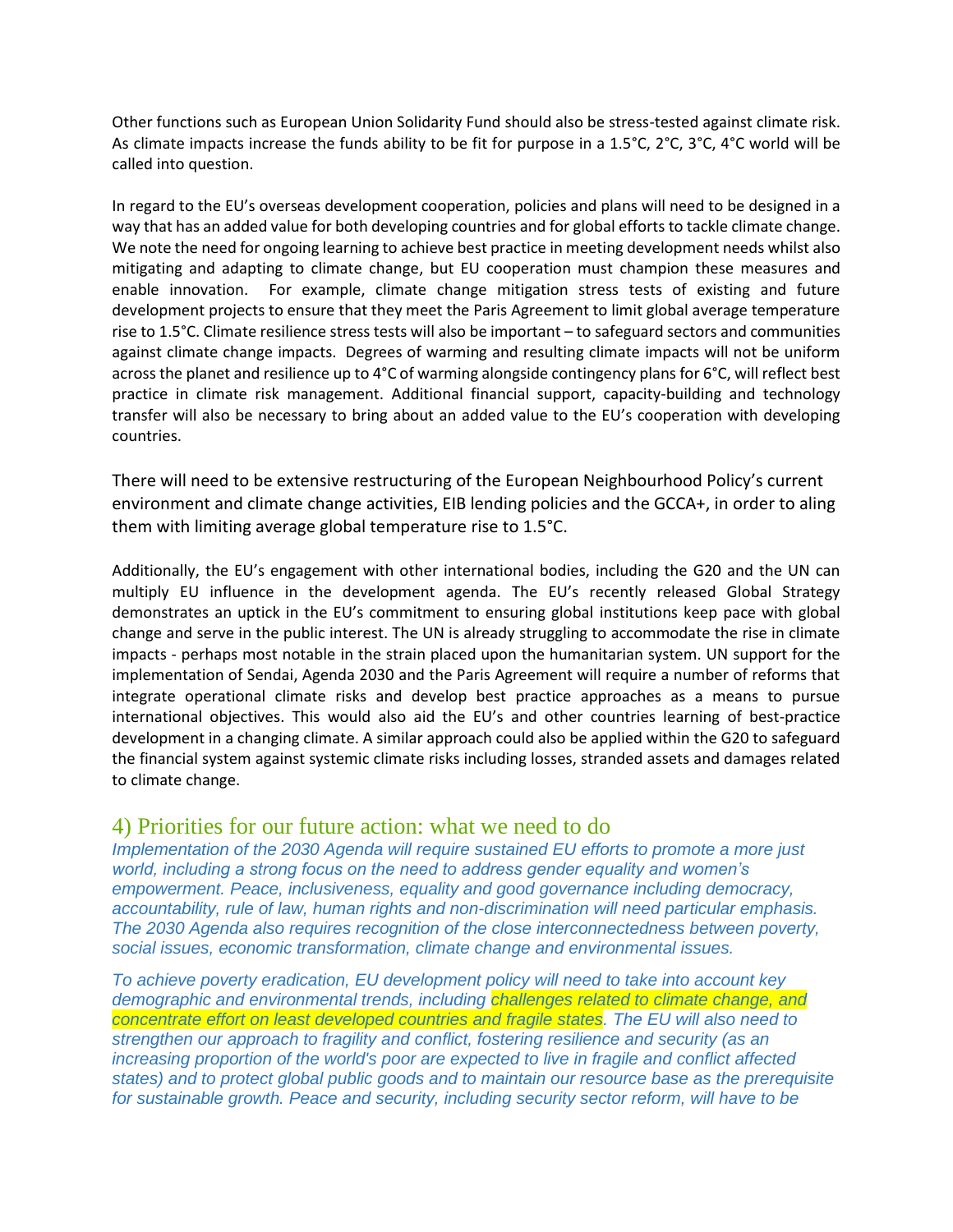Other functions such as European Union Solidarity Fund should also be stress-tested against climate risk. As climate impacts increase the funds ability to be fit for purpose in a 1.5°C, 2°C, 3°C, 4°C world will be called into question.

In regard to the EU's overseas development cooperation, policies and plans will need to be designed in a way that has an added value for both developing countries and for global efforts to tackle climate change. We note the need for ongoing learning to achieve best practice in meeting development needs whilst also mitigating and adapting to climate change, but EU cooperation must champion these measures and enable innovation. For example, climate change mitigation stress tests of existing and future development projects to ensure that they meet the Paris Agreement to limit global average temperature rise to 1.5°C. Climate resilience stress tests will also be important – to safeguard sectors and communities against climate change impacts. Degrees of warming and resulting climate impacts will not be uniform across the planet and resilience up to 4°C of warming alongside contingency plans for 6°C, will reflect best practice in climate risk management. Additional financial support, capacity-building and technology transfer will also be necessary to bring about an added value to the EU's cooperation with developing countries.

There will need to be extensive restructuring of the European Neighbourhood Policy's current environment and climate change activities, EIB lending policies and the GCCA+, in order to aling them with limiting average global temperature rise to 1.5°C.

Additionally, the EU's engagement with other international bodies, including the G20 and the UN can multiply EU influence in the development agenda. The EU's recently released Global Strategy demonstrates an uptick in the EU's commitment to ensuring global institutions keep pace with global change and serve in the public interest. The UN is already struggling to accommodate the rise in climate impacts - perhaps most notable in the strain placed upon the humanitarian system. UN support for the implementation of Sendai, Agenda 2030 and the Paris Agreement will require a number of reforms that integrate operational climate risks and develop best practice approaches as a means to pursue international objectives. This would also aid the EU's and other countries learning of best-practice development in a changing climate. A similar approach could also be applied within the G20 to safeguard the financial system against systemic climate risks including losses, stranded assets and damages related to climate change.

## 4) Priorities for our future action: what we need to do

*Implementation of the 2030 Agenda will require sustained EU efforts to promote a more just world, including a strong focus on the need to address gender equality and women's empowerment. Peace, inclusiveness, equality and good governance including democracy, accountability, rule of law, human rights and non-discrimination will need particular emphasis. The 2030 Agenda also requires recognition of the close interconnectedness between poverty, social issues, economic transformation, climate change and environmental issues.*

*To achieve poverty eradication, EU development policy will need to take into account key demographic and environmental trends, including challenges related to climate change, and concentrate effort on least developed countries and fragile states. The EU will also need to strengthen our approach to fragility and conflict, fostering resilience and security (as an increasing proportion of the world's poor are expected to live in fragile and conflict affected states) and to protect global public goods and to maintain our resource base as the prerequisite for sustainable growth. Peace and security, including security sector reform, will have to be*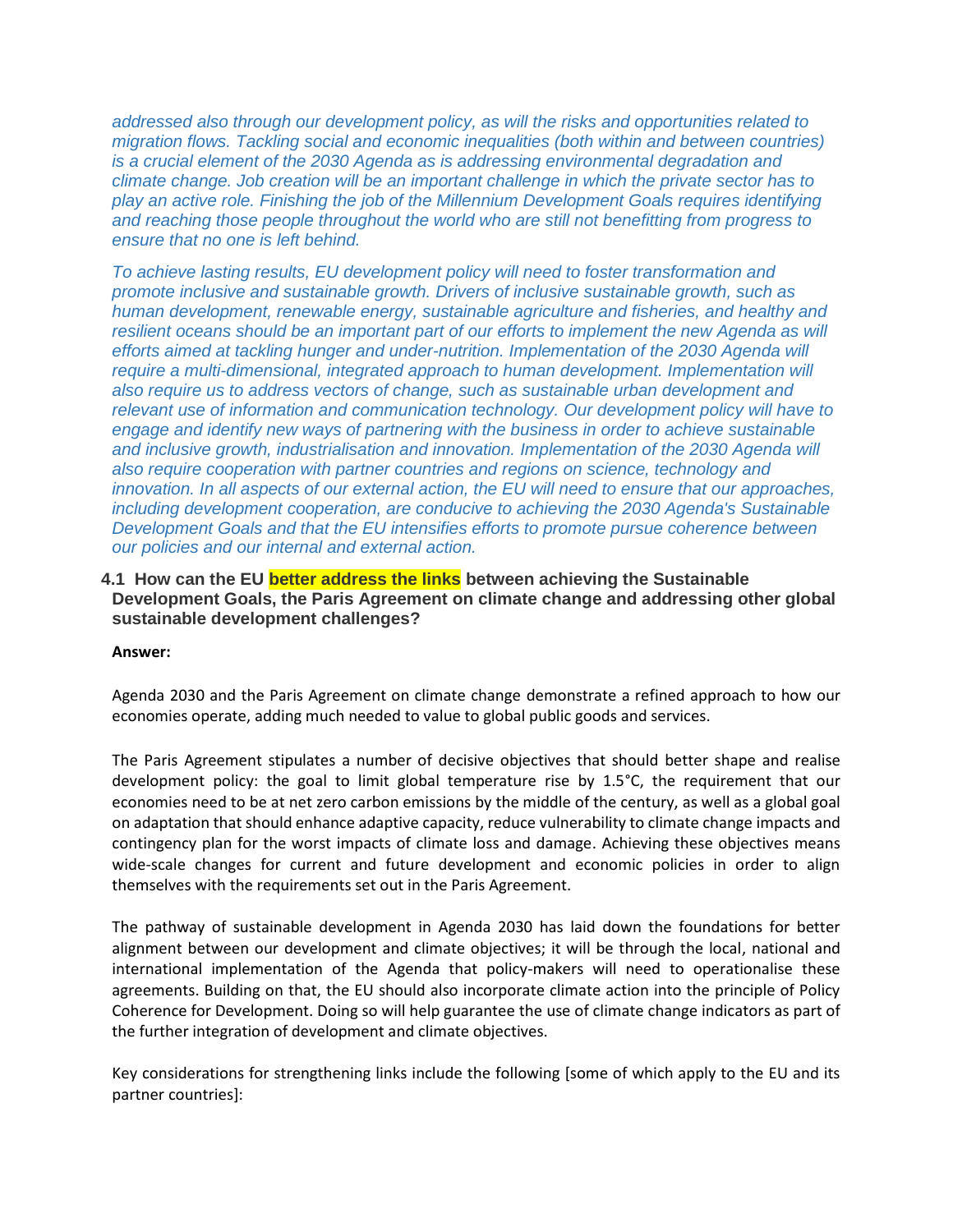*addressed also through our development policy, as will the risks and opportunities related to migration flows. Tackling social and economic inequalities (both within and between countries) is a crucial element of the 2030 Agenda as is addressing environmental degradation and climate change. Job creation will be an important challenge in which the private sector has to play an active role. Finishing the job of the Millennium Development Goals requires identifying and reaching those people throughout the world who are still not benefitting from progress to ensure that no one is left behind.*

*To achieve lasting results, EU development policy will need to foster transformation and promote inclusive and sustainable growth. Drivers of inclusive sustainable growth, such as human development, renewable energy, sustainable agriculture and fisheries, and healthy and resilient oceans should be an important part of our efforts to implement the new Agenda as will efforts aimed at tackling hunger and under-nutrition. Implementation of the 2030 Agenda will require a multi-dimensional, integrated approach to human development. Implementation will also require us to address vectors of change, such as sustainable urban development and relevant use of information and communication technology. Our development policy will have to engage and identify new ways of partnering with the business in order to achieve sustainable and inclusive growth, industrialisation and innovation. Implementation of the 2030 Agenda will also require cooperation with partner countries and regions on science, technology and innovation. In all aspects of our external action, the EU will need to ensure that our approaches, including development cooperation, are conducive to achieving the 2030 Agenda's Sustainable Development Goals and that the EU intensifies efforts to promote pursue coherence between our policies and our internal and external action.*

### 4.1 How can the EU better address the links between achieving the Sustainable Development Goals, the Paris Agreement on climate change and addressing other global sustainable development challenges?

**Answer:**

Agenda 2030 and the Paris Agreement on climate change demonstrate a refined approach to how our economies operate, adding much needed to value to global public goods and services.

The Paris Agreement stipulates a number of decisive objectives that should better shape and realise development policy: the goal to limit global temperature rise by 1.5°C, the requirement that our economies need to be at net zero carbon emissions by the middle of the century, as well as a global goal on adaptation that should enhance adaptive capacity, reduce vulnerability to climate change impacts and contingency plan for the worst impacts of climate loss and damage. Achieving these objectives means wide-scale changes for current and future development and economic policies in order to align themselves with the requirements set out in the Paris Agreement.

The pathway of sustainable development in Agenda 2030 has laid down the foundations for better alignment between our development and climate objectives; it will be through the local, national and international implementation of the Agenda that policy-makers will need to operationalise these agreements. Building on that, the EU should also incorporate climate action into the principle of Policy Coherence for Development. Doing so will help guarantee the use of climate change indicators as part of the further integration of development and climate objectives.

Key considerations for strengthening links include the following [some of which apply to the EU and its partner countries]: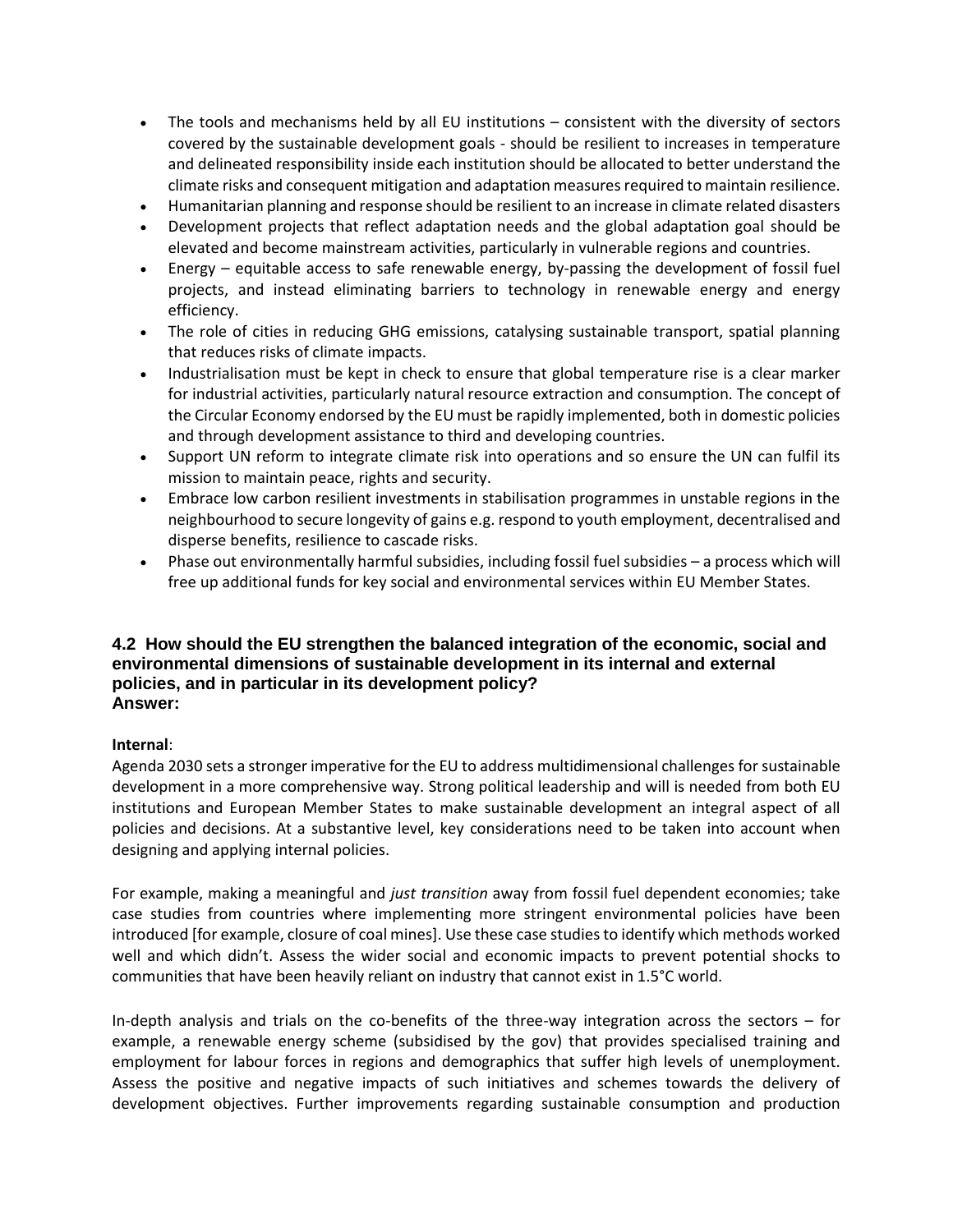- The tools and mechanisms held by all EU institutions – consistent with the diversity of sectors covered by the sustainable development goals - should be resilient to increases in temperature and delineated responsibility inside each institution should be allocated to better understand the climate risks and consequent mitigation and adaptation measures required to maintain resilience.
- Humanitarian planning and response should be resilient to an increase in climate related disasters
- Development projects that reflect adaptation needs and the global adaptation goal should be elevated and become mainstream activities, particularly in vulnerable regions and countries.
- Energy – equitable access to safe renewable energy, by-passing the development of fossil fuel projects, and instead eliminating barriers to technology in renewable energy and energy efficiency.
- The role of cities in reducing GHG emissions, catalysing sustainable transport, spatial planning that reduces risks of climate impacts.
- Industrialisation must be kept in check to ensure that global temperature rise is a clear marker for industrial activities, particularly natural resource extraction and consumption. The concept of the Circular Economy endorsed by the EU must be rapidly implemented, both in domestic policies and through development assistance to third and developing countries.
- Support UN reform to integrate climate risk into operations and so ensure the UN can fulfil its mission to maintain peace, rights and security.
- Embrace low carbon resilient investments in stabilisation programmes in unstable regions in the neighbourhood to secure longevity of gains e.g. respond to youth employment, decentralised and disperse benefits, resilience to cascade risks.
- Phase out environmentally harmful subsidies, including fossil fuel subsidies – a process which will free up additional funds for key social and environmental services within EU Member States.

### 4.2 How should the EU strengthen the balanced integration of the economic, social and environmental dimensions of sustainable development in its internal and external policies, and in particular in its development policy?

**Answer:**

**Internal**:

Agenda 2030 sets a stronger imperative for the EU to address multidimensional challenges for sustainable development in a more comprehensive way. Strong political leadership and will is needed from both EU institutions and European Member States to make sustainable development an integral aspect of all policies and decisions. At a substantive level, key considerations need to be taken into account when designing and applying internal policies.

For example, making a meaningful and *just transition* away from fossil fuel dependent economies; take case studies from countries where implementing more stringent environmental policies have been introduced [for example, closure of coal mines]. Use these case studies to identify which methods worked well and which didn't. Assess the wider social and economic impacts to prevent potential shocks to communities that have been heavily reliant on industry that cannot exist in 1.5°C world.

In-depth analysis and trials on the co-benefits of the three-way integration across the sectors – for example, a renewable energy scheme (subsidised by the gov) that provides specialised training and employment for labour forces in regions and demographics that suffer high levels of unemployment. Assess the positive and negative impacts of such initiatives and schemes towards the delivery of development objectives. Further improvements regarding sustainable consumption and production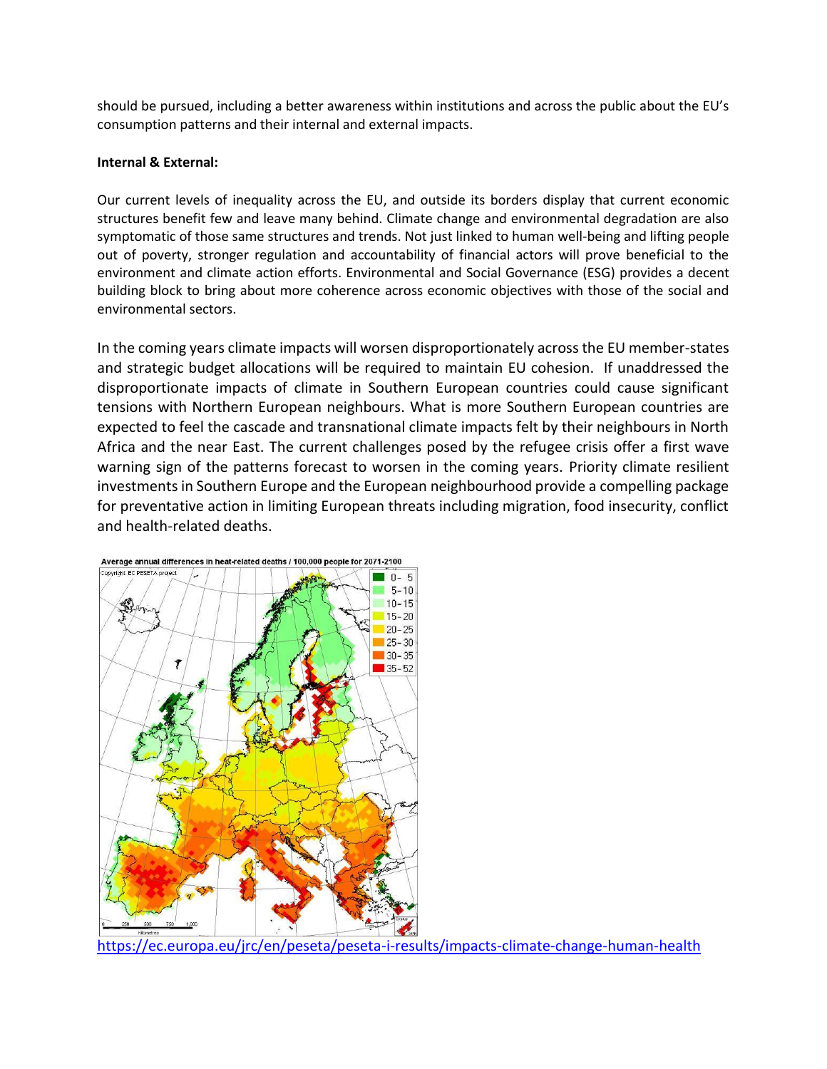should be pursued, including a better awareness within institutions and across the public about the EU's consumption patterns and their internal and external impacts.

**Internal & External:**

Our current levels of inequality across the EU, and outside its borders display that current economic structures benefit few and leave many behind. Climate change and environmental degradation are also symptomatic of those same structures and trends. Not just linked to human well-being and lifting people out of poverty, stronger regulation and accountability of financial actors will prove beneficial to the environment and climate action efforts. Environmental and Social Governance (ESG) provides a decent building block to bring about more coherence across economic objectives with those of the social and environmental sectors.

In the coming years climate impacts will worsen disproportionately across the EU member-states and strategic budget allocations will be required to maintain EU cohesion. If unaddressed the disproportionate impacts of climate in Southern European countries could cause significant tensions with Northern European neighbours. What is more Southern European countries are expected to feel the cascade and transnational climate impacts felt by their neighbours in North Africa and the near East. The current challenges posed by the refugee crisis offer a first wave warning sign of the patterns forecast to worsen in the coming years. Priority climate resilient investments in Southern Europe and the European neighbourhood provide a compelling package for preventative action in limiting European threats including migration, food insecurity, conflict and health-related deaths.

Average annual differences in heat-related deaths / 100,000 people for 2071-2100

https://ec.europa.eu/jrc/en/peseta/peseta-i-results/impacts-climate-change-human-health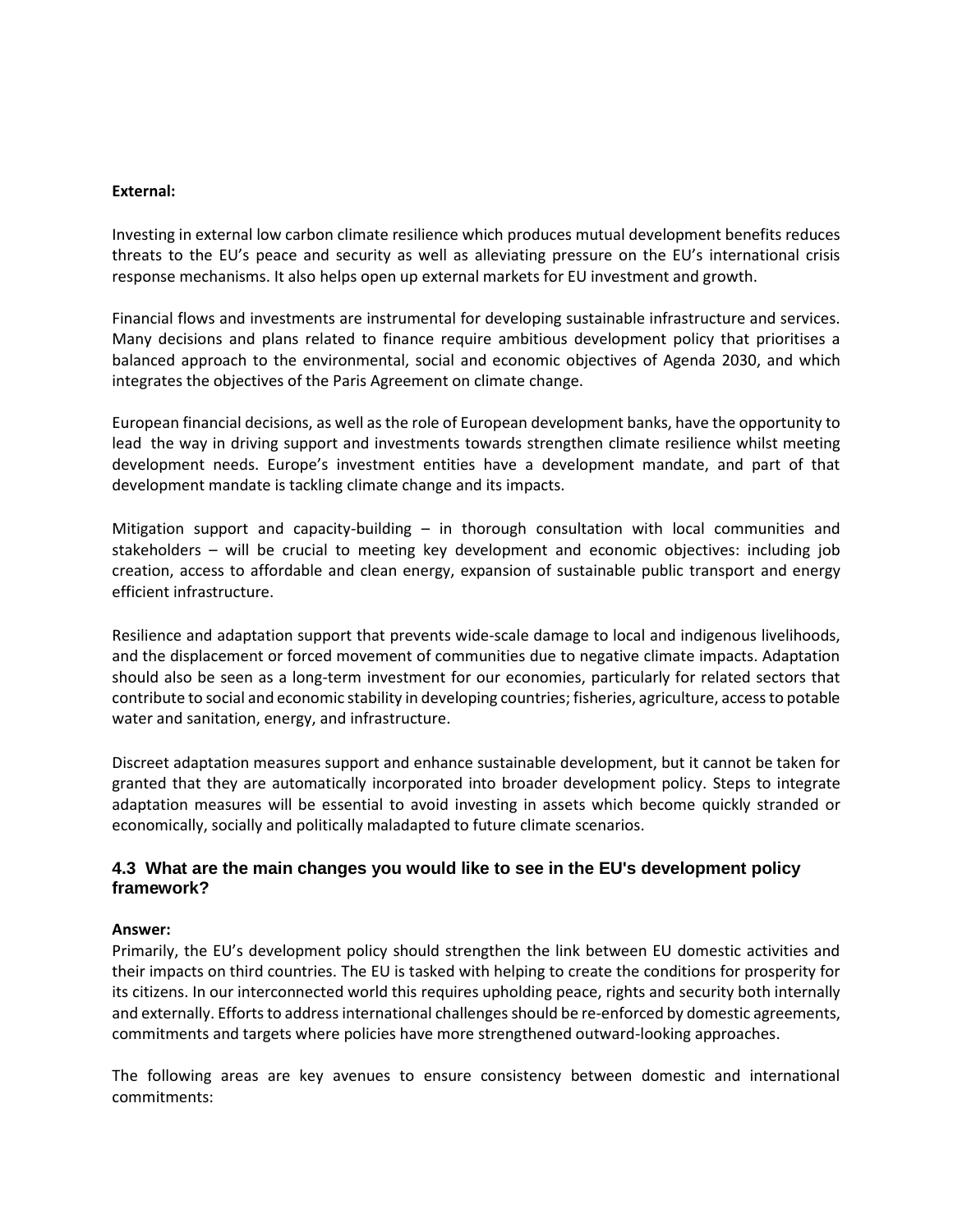**External:**

Investing in external low carbon climate resilience which produces mutual development benefits reduces threats to the EU's peace and security as well as alleviating pressure on the EU's international crisis response mechanisms. It also helps open up external markets for EU investment and growth.

Financial flows and investments are instrumental for developing sustainable infrastructure and services. Many decisions and plans related to finance require ambitious development policy that prioritises a balanced approach to the environmental, social and economic objectives of Agenda 2030, and which integrates the objectives of the Paris Agreement on climate change.

European financial decisions, as well as the role of European development banks, have the opportunity to lead the way in driving support and investments towards strengthen climate resilience whilst meeting development needs. Europe's investment entities have a development mandate, and part of that development mandate is tackling climate change and its impacts.

Mitigation support and capacity-building – in thorough consultation with local communities and stakeholders – will be crucial to meeting key development and economic objectives: including job creation, access to affordable and clean energy, expansion of sustainable public transport and energy efficient infrastructure.

Resilience and adaptation support that prevents wide-scale damage to local and indigenous livelihoods, and the displacement or forced movement of communities due to negative climate impacts. Adaptation should also be seen as a long-term investment for our economies, particularly for related sectors that contribute to social and economic stability in developing countries; fisheries, agriculture, access to potable water and sanitation, energy, and infrastructure.

Discreet adaptation measures support and enhance sustainable development, but it cannot be taken for granted that they are automatically incorporated into broader development policy. Steps to integrate adaptation measures will be essential to avoid investing in assets which become quickly stranded or economically, socially and politically maladapted to future climate scenarios.

### 4.3 What are the main changes you would like to see in the EU's development policy framework?

**Answer:**
Primarily, the EU's development policy should strengthen the link between EU domestic activities and their impacts on third countries. The EU is tasked with helping to create the conditions for prosperity for its citizens. In our interconnected world this requires upholding peace, rights and security both internally and externally. Efforts to address international challenges should be re-enforced by domestic agreements, commitments and targets where policies have more strengthened outward-looking approaches.

The following areas are key avenues to ensure consistency between domestic and international commitments: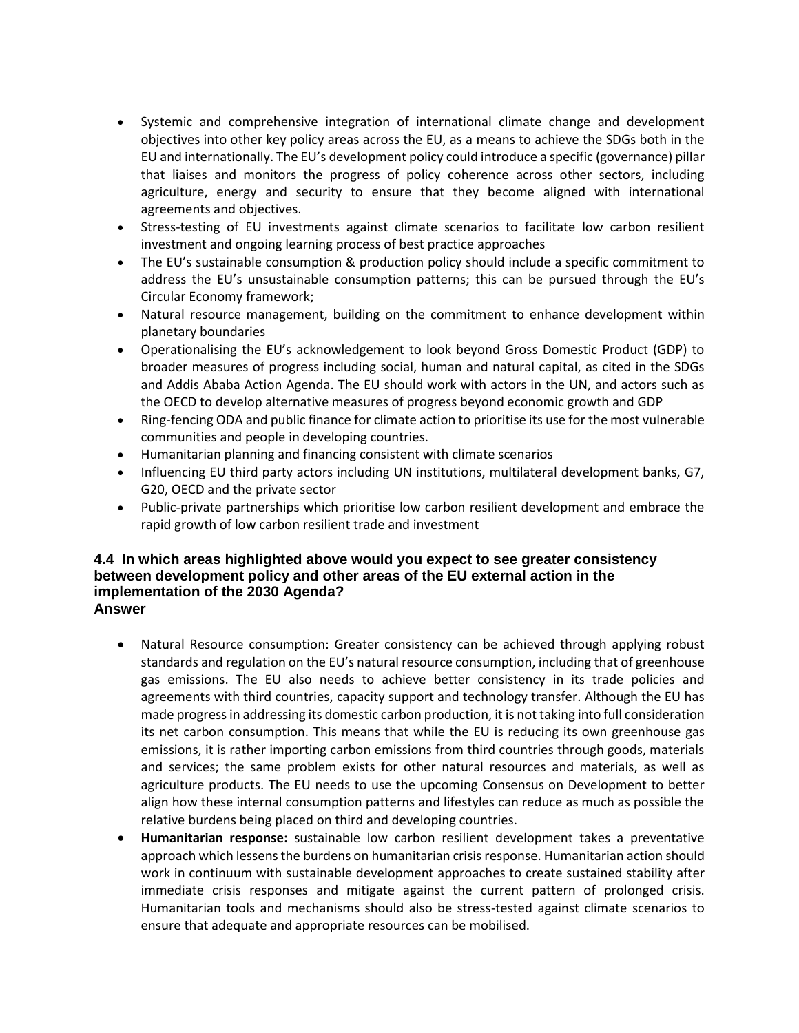- Systemic and comprehensive integration of international climate change and development objectives into other key policy areas across the EU, as a means to achieve the SDGs both in the EU and internationally. The EU's development policy could introduce a specific (governance) pillar that liaises and monitors the progress of policy coherence across other sectors, including agriculture, energy and security to ensure that they become aligned with international agreements and objectives.
- Stress-testing of EU investments against climate scenarios to facilitate low carbon resilient investment and ongoing learning process of best practice approaches
- The EU's sustainable consumption & production policy should include a specific commitment to address the EU's unsustainable consumption patterns; this can be pursued through the EU's Circular Economy framework;
- Natural resource management, building on the commitment to enhance development within planetary boundaries
- Operationalising the EU's acknowledgement to look beyond Gross Domestic Product (GDP) to broader measures of progress including social, human and natural capital, as cited in the SDGs and Addis Ababa Action Agenda. The EU should work with actors in the UN, and actors such as the OECD to develop alternative measures of progress beyond economic growth and GDP
- Ring-fencing ODA and public finance for climate action to prioritise its use for the most vulnerable communities and people in developing countries.
- Humanitarian planning and financing consistent with climate scenarios
- Influencing EU third party actors including UN institutions, multilateral development banks, G7, G20, OECD and the private sector
- Public-private partnerships which prioritise low carbon resilient development and embrace the rapid growth of low carbon resilient trade and investment

### 4.4 In which areas highlighted above would you expect to see greater consistency between development policy and other areas of the EU external action in the implementation of the 2030 Agenda?

**Answer**

- Natural Resource consumption: Greater consistency can be achieved through applying robust standards and regulation on the EU's natural resource consumption, including that of greenhouse gas emissions. The EU also needs to achieve better consistency in its trade policies and agreements with third countries, capacity support and technology transfer. Although the EU has made progress in addressing its domestic carbon production, it is not taking into full consideration its net carbon consumption. This means that while the EU is reducing its own greenhouse gas emissions, it is rather importing carbon emissions from third countries through goods, materials and services; the same problem exists for other natural resources and materials, as well as agriculture products. The EU needs to use the upcoming Consensus on Development to better align how these internal consumption patterns and lifestyles can reduce as much as possible the relative burdens being placed on third and developing countries.
- **Humanitarian response:** sustainable low carbon resilient development takes a preventative approach which lessens the burdens on humanitarian crisis response. Humanitarian action should work in continuum with sustainable development approaches to create sustained stability after immediate crisis responses and mitigate against the current pattern of prolonged crisis. Humanitarian tools and mechanisms should also be stress-tested against climate scenarios to ensure that adequate and appropriate resources can be mobilised.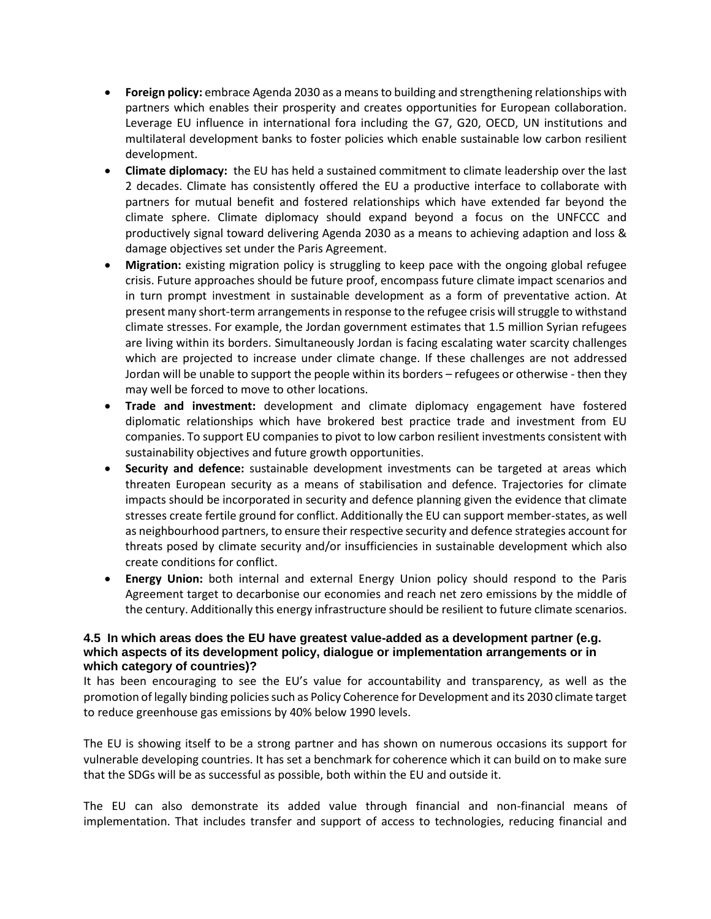- **Foreign policy:** embrace Agenda 2030 as a means to building and strengthening relationships with partners which enables their prosperity and creates opportunities for European collaboration. Leverage EU influence in international fora including the G7, G20, OECD, UN institutions and multilateral development banks to foster policies which enable sustainable low carbon resilient development.
- **Climate diplomacy:** the EU has held a sustained commitment to climate leadership over the last 2 decades. Climate has consistently offered the EU a productive interface to collaborate with partners for mutual benefit and fostered relationships which have extended far beyond the climate sphere. Climate diplomacy should expand beyond a focus on the UNFCCC and productively signal toward delivering Agenda 2030 as a means to achieving adaption and loss & damage objectives set under the Paris Agreement.
- **Migration:** existing migration policy is struggling to keep pace with the ongoing global refugee crisis. Future approaches should be future proof, encompass future climate impact scenarios and in turn prompt investment in sustainable development as a form of preventative action. At present many short-term arrangements in response to the refugee crisis will struggle to withstand climate stresses. For example, the Jordan government estimates that 1.5 million Syrian refugees are living within its borders. Simultaneously Jordan is facing escalating water scarcity challenges which are projected to increase under climate change. If these challenges are not addressed Jordan will be unable to support the people within its borders – refugees or otherwise - then they may well be forced to move to other locations.
- **Trade and investment:** development and climate diplomacy engagement have fostered diplomatic relationships which have brokered best practice trade and investment from EU companies. To support EU companies to pivot to low carbon resilient investments consistent with sustainability objectives and future growth opportunities.
- **Security and defence:** sustainable development investments can be targeted at areas which threaten European security as a means of stabilisation and defence. Trajectories for climate impacts should be incorporated in security and defence planning given the evidence that climate stresses create fertile ground for conflict. Additionally the EU can support member-states, as well as neighbourhood partners, to ensure their respective security and defence strategies account for threats posed by climate security and/or insufficiencies in sustainable development which also create conditions for conflict.
- **Energy Union:** both internal and external Energy Union policy should respond to the Paris Agreement target to decarbonise our economies and reach net zero emissions by the middle of the century. Additionally this energy infrastructure should be resilient to future climate scenarios.

### 4.5 In which areas does the EU have greatest value-added as a development partner (e.g. which aspects of its development policy, dialogue or implementation arrangements or in which category of countries)?

It has been encouraging to see the EU's value for accountability and transparency, as well as the promotion of legally binding policies such as Policy Coherence for Development and its 2030 climate target to reduce greenhouse gas emissions by 40% below 1990 levels.

The EU is showing itself to be a strong partner and has shown on numerous occasions its support for vulnerable developing countries. It has set a benchmark for coherence which it can build on to make sure that the SDGs will be as successful as possible, both within the EU and outside it.

The EU can also demonstrate its added value through financial and non-financial means of implementation. That includes transfer and support of access to technologies, reducing financial and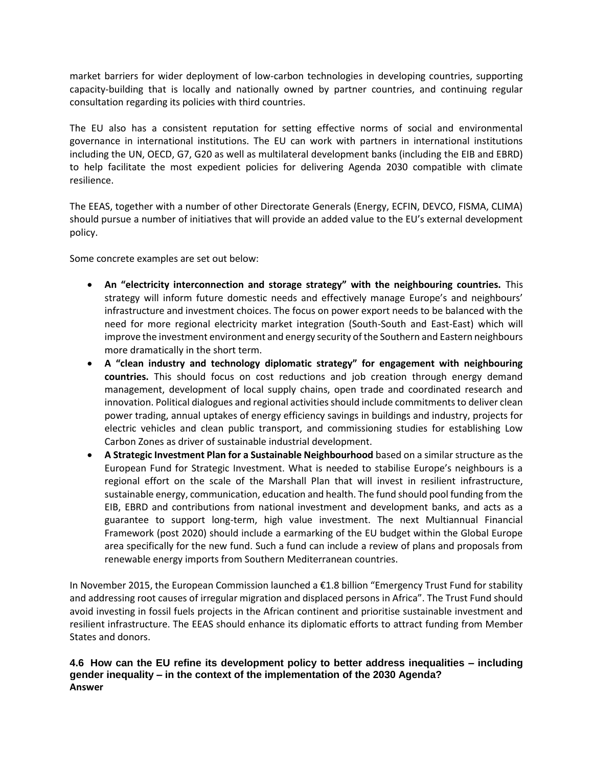market barriers for wider deployment of low-carbon technologies in developing countries, supporting capacity-building that is locally and nationally owned by partner countries, and continuing regular consultation regarding its policies with third countries.

The EU also has a consistent reputation for setting effective norms of social and environmental governance in international institutions. The EU can work with partners in international institutions including the UN, OECD, G7, G20 as well as multilateral development banks (including the EIB and EBRD) to help facilitate the most expedient policies for delivering Agenda 2030 compatible with climate resilience.

The EEAS, together with a number of other Directorate Generals (Energy, ECFIN, DEVCO, FISMA, CLIMA) should pursue a number of initiatives that will provide an added value to the EU's external development policy.

Some concrete examples are set out below:

- **An "electricity interconnection and storage strategy" with the neighbouring countries.** This strategy will inform future domestic needs and effectively manage Europe's and neighbours' infrastructure and investment choices. The focus on power export needs to be balanced with the need for more regional electricity market integration (South-South and East-East) which will improve the investment environment and energy security of the Southern and Eastern neighbours more dramatically in the short term.
- **A "clean industry and technology diplomatic strategy" for engagement with neighbouring countries.** This should focus on cost reductions and job creation through energy demand management, development of local supply chains, open trade and coordinated research and innovation. Political dialogues and regional activities should include commitments to deliver clean power trading, annual uptakes of energy efficiency savings in buildings and industry, projects for electric vehicles and clean public transport, and commissioning studies for establishing Low Carbon Zones as driver of sustainable industrial development.
- **A Strategic Investment Plan for a Sustainable Neighbourhood** based on a similar structure as the European Fund for Strategic Investment. What is needed to stabilise Europe's neighbours is a regional effort on the scale of the Marshall Plan that will invest in resilient infrastructure, sustainable energy, communication, education and health. The fund should pool funding from the EIB, EBRD and contributions from national investment and development banks, and acts as a guarantee to support long-term, high value investment. The next Multiannual Financial Framework (post 2020) should include a earmarking of the EU budget within the Global Europe area specifically for the new fund. Such a fund can include a review of plans and proposals from renewable energy imports from Southern Mediterranean countries.

In November 2015, the European Commission launched a €1.8 billion "Emergency Trust Fund for stability and addressing root causes of irregular migration and displaced persons in Africa". The Trust Fund should avoid investing in fossil fuels projects in the African continent and prioritise sustainable investment and resilient infrastructure. The EEAS should enhance its diplomatic efforts to attract funding from Member States and donors.

### 4.6 How can the EU refine its development policy to better address inequalities – including gender inequality – in the context of the implementation of the 2030 Agenda?

**Answer**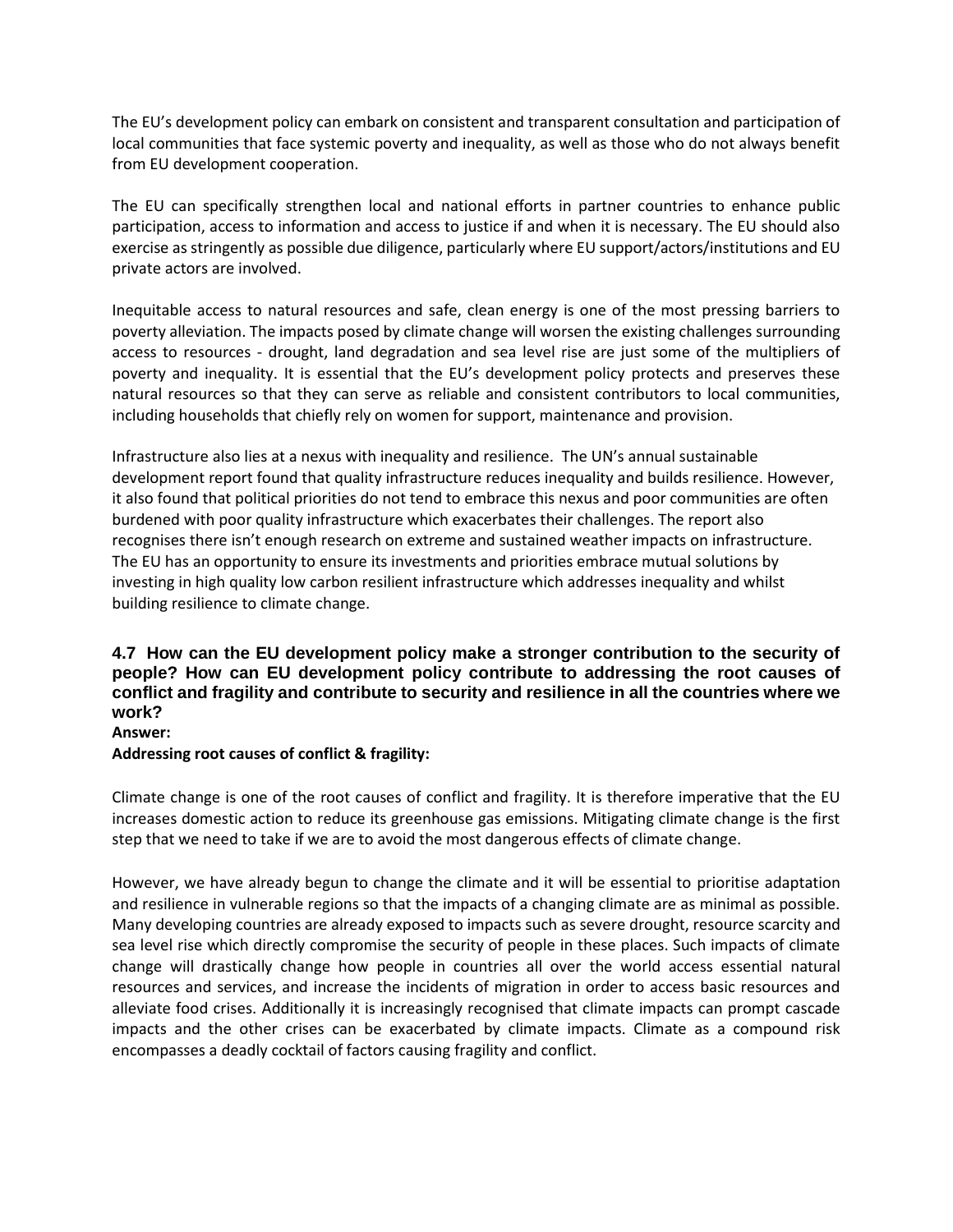The EU's development policy can embark on consistent and transparent consultation and participation of local communities that face systemic poverty and inequality, as well as those who do not always benefit from EU development cooperation.

The EU can specifically strengthen local and national efforts in partner countries to enhance public participation, access to information and access to justice if and when it is necessary. The EU should also exercise as stringently as possible due diligence, particularly where EU support/actors/institutions and EU private actors are involved.

Inequitable access to natural resources and safe, clean energy is one of the most pressing barriers to poverty alleviation. The impacts posed by climate change will worsen the existing challenges surrounding access to resources - drought, land degradation and sea level rise are just some of the multipliers of poverty and inequality. It is essential that the EU's development policy protects and preserves these natural resources so that they can serve as reliable and consistent contributors to local communities, including households that chiefly rely on women for support, maintenance and provision.

Infrastructure also lies at a nexus with inequality and resilience. The UN's annual sustainable development report found that quality infrastructure reduces inequality and builds resilience. However, it also found that political priorities do not tend to embrace this nexus and poor communities are often burdened with poor quality infrastructure which exacerbates their challenges. The report also recognises there isn't enough research on extreme and sustained weather impacts on infrastructure. The EU has an opportunity to ensure its investments and priorities embrace mutual solutions by investing in high quality low carbon resilient infrastructure which addresses inequality and whilst building resilience to climate change.

### 4.7 How can the EU development policy make a stronger contribution to the security of people? How can EU development policy contribute to addressing the root causes of conflict and fragility and contribute to security and resilience in all the countries where we work?

**Answer:**

**Addressing root causes of conflict & fragility:**

Climate change is one of the root causes of conflict and fragility. It is therefore imperative that the EU increases domestic action to reduce its greenhouse gas emissions. Mitigating climate change is the first step that we need to take if we are to avoid the most dangerous effects of climate change.

However, we have already begun to change the climate and it will be essential to prioritise adaptation and resilience in vulnerable regions so that the impacts of a changing climate are as minimal as possible. Many developing countries are already exposed to impacts such as severe drought, resource scarcity and sea level rise which directly compromise the security of people in these places. Such impacts of climate change will drastically change how people in countries all over the world access essential natural resources and services, and increase the incidents of migration in order to access basic resources and alleviate food crises. Additionally it is increasingly recognised that climate impacts can prompt cascade impacts and the other crises can be exacerbated by climate impacts. Climate as a compound risk encompasses a deadly cocktail of factors causing fragility and conflict.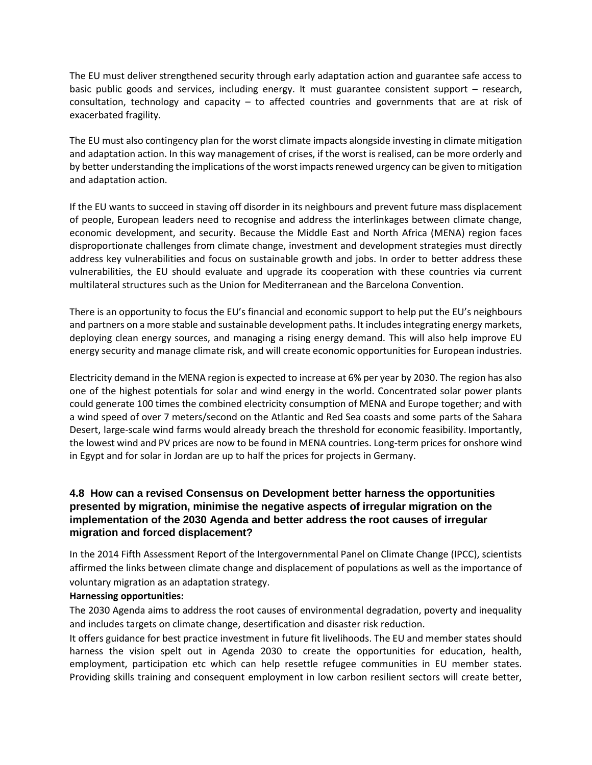The EU must deliver strengthened security through early adaptation action and guarantee safe access to basic public goods and services, including energy. It must guarantee consistent support – research, consultation, technology and capacity – to affected countries and governments that are at risk of exacerbated fragility.

The EU must also contingency plan for the worst climate impacts alongside investing in climate mitigation and adaptation action. In this way management of crises, if the worst is realised, can be more orderly and by better understanding the implications of the worst impacts renewed urgency can be given to mitigation and adaptation action.

If the EU wants to succeed in staving off disorder in its neighbours and prevent future mass displacement of people, European leaders need to recognise and address the interlinkages between climate change, economic development, and security. Because the Middle East and North Africa (MENA) region faces disproportionate challenges from climate change, investment and development strategies must directly address key vulnerabilities and focus on sustainable growth and jobs. In order to better address these vulnerabilities, the EU should evaluate and upgrade its cooperation with these countries via current multilateral structures such as the Union for Mediterranean and the Barcelona Convention.

There is an opportunity to focus the EU's financial and economic support to help put the EU's neighbours and partners on a more stable and sustainable development paths. It includes integrating energy markets, deploying clean energy sources, and managing a rising energy demand. This will also help improve EU energy security and manage climate risk, and will create economic opportunities for European industries.

Electricity demand in the MENA region is expected to increase at 6% per year by 2030. The region has also one of the highest potentials for solar and wind energy in the world. Concentrated solar power plants could generate 100 times the combined electricity consumption of MENA and Europe together; and with a wind speed of over 7 meters/second on the Atlantic and Red Sea coasts and some parts of the Sahara Desert, large-scale wind farms would already breach the threshold for economic feasibility. Importantly, the lowest wind and PV prices are now to be found in MENA countries. Long-term prices for onshore wind in Egypt and for solar in Jordan are up to half the prices for projects in Germany.

### 4.8 How can a revised Consensus on Development better harness the opportunities presented by migration, minimise the negative aspects of irregular migration on the implementation of the 2030 Agenda and better address the root causes of irregular migration and forced displacement?

In the 2014 Fifth Assessment Report of the Intergovernmental Panel on Climate Change (IPCC), scientists affirmed the links between climate change and displacement of populations as well as the importance of voluntary migration as an adaptation strategy.

**Harnessing opportunities:**

The 2030 Agenda aims to address the root causes of environmental degradation, poverty and inequality and includes targets on climate change, desertification and disaster risk reduction.

It offers guidance for best practice investment in future fit livelihoods. The EU and member states should harness the vision spelt out in Agenda 2030 to create the opportunities for education, health, employment, participation etc which can help resettle refugee communities in EU member states. Providing skills training and consequent employment in low carbon resilient sectors will create better,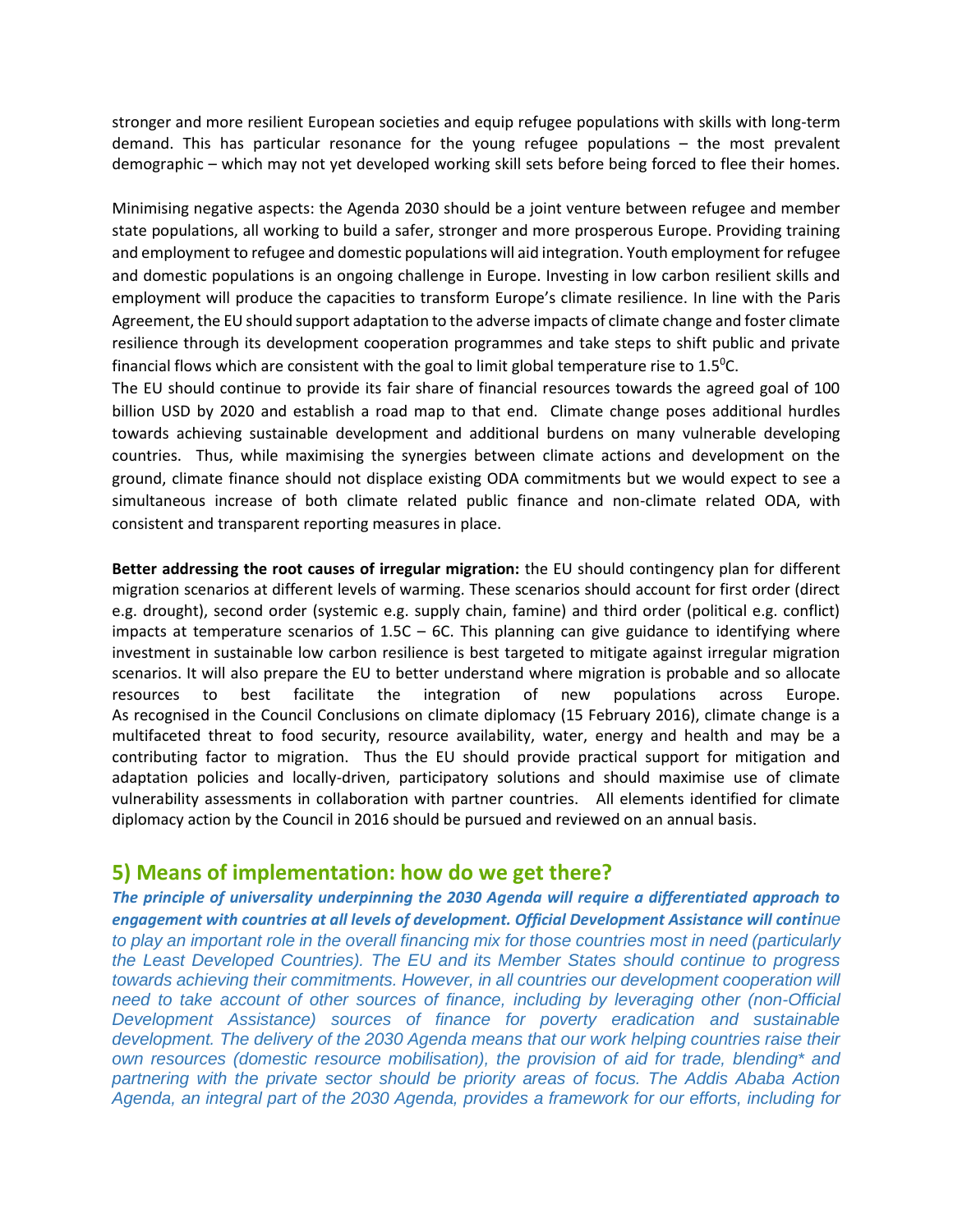stronger and more resilient European societies and equip refugee populations with skills with long-term demand. This has particular resonance for the young refugee populations – the most prevalent demographic – which may not yet developed working skill sets before being forced to flee their homes.

Minimising negative aspects: the Agenda 2030 should be a joint venture between refugee and member state populations, all working to build a safer, stronger and more prosperous Europe. Providing training and employment to refugee and domestic populations will aid integration. Youth employment for refugee and domestic populations is an ongoing challenge in Europe. Investing in low carbon resilient skills and employment will produce the capacities to transform Europe's climate resilience. In line with the Paris Agreement, the EU should support adaptation to the adverse impacts of climate change and foster climate resilience through its development cooperation programmes and take steps to shift public and private financial flows which are consistent with the goal to limit global temperature rise to 1.5$^0$C.
The EU should continue to provide its fair share of financial resources towards the agreed goal of 100 billion USD by 2020 and establish a road map to that end. Climate change poses additional hurdles towards achieving sustainable development and additional burdens on many vulnerable developing countries. Thus, while maximising the synergies between climate actions and development on the ground, climate finance should not displace existing ODA commitments but we would expect to see a simultaneous increase of both climate related public finance and non-climate related ODA, with consistent and transparent reporting measures in place.

**Better addressing the root causes of irregular migration:** the EU should contingency plan for different migration scenarios at different levels of warming. These scenarios should account for first order (direct e.g. drought), second order (systemic e.g. supply chain, famine) and third order (political e.g. conflict) impacts at temperature scenarios of 1.5C – 6C. This planning can give guidance to identifying where investment in sustainable low carbon resilience is best targeted to mitigate against irregular migration scenarios. It will also prepare the EU to better understand where migration is probable and so allocate resources to best facilitate the integration of new populations across Europe.
As recognised in the Council Conclusions on climate diplomacy (15 February 2016), climate change is a multifaceted threat to food security, resource availability, water, energy and health and may be a contributing factor to migration. Thus the EU should provide practical support for mitigation and adaptation policies and locally-driven, participatory solutions and should maximise use of climate vulnerability assessments in collaboration with partner countries. All elements identified for climate diplomacy action by the Council in 2016 should be pursued and reviewed on an annual basis.

## 5) Means of implementation: how do we get there?

***The principle of universality underpinning the 2030 Agenda will require a differentiated approach to engagement with countries at all levels of development. Official Development Assistance will conti****nue to play an important role in the overall financing mix for those countries most in need (particularly the Least Developed Countries). The EU and its Member States should continue to progress towards achieving their commitments. However, in all countries our development cooperation will need to take account of other sources of finance, including by leveraging other (non-Official Development Assistance) sources of finance for poverty eradication and sustainable development. The delivery of the 2030 Agenda means that our work helping countries raise their own resources (domestic resource mobilisation), the provision of aid for trade, blending* and partnering with the private sector should be priority areas of focus. The Addis Ababa Action Agenda, an integral part of the 2030 Agenda, provides a framework for our efforts, including for*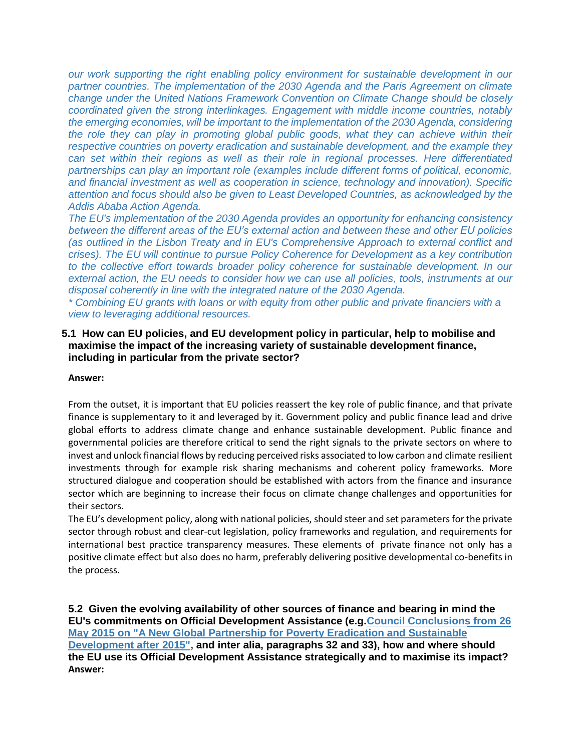*our work supporting the right enabling policy environment for sustainable development in our partner countries. The implementation of the 2030 Agenda and the Paris Agreement on climate change under the United Nations Framework Convention on Climate Change should be closely coordinated given the strong interlinkages. Engagement with middle income countries, notably the emerging economies, will be important to the implementation of the 2030 Agenda, considering the role they can play in promoting global public goods, what they can achieve within their respective countries on poverty eradication and sustainable development, and the example they can set within their regions as well as their role in regional processes. Here differentiated partnerships can play an important role (examples include different forms of political, economic, and financial investment as well as cooperation in science, technology and innovation). Specific attention and focus should also be given to Least Developed Countries, as acknowledged by the Addis Ababa Action Agenda.*

*The EU's implementation of the 2030 Agenda provides an opportunity for enhancing consistency between the different areas of the EU's external action and between these and other EU policies (as outlined in the Lisbon Treaty and in EU's Comprehensive Approach to external conflict and crises). The EU will continue to pursue Policy Coherence for Development as a key contribution to the collective effort towards broader policy coherence for sustainable development. In our external action, the EU needs to consider how we can use all policies, tools, instruments at our disposal coherently in line with the integrated nature of the 2030 Agenda.*

*\* Combining EU grants with loans or with equity from other public and private financiers with a view to leveraging additional resources.*

**5.1 How can EU policies, and EU development policy in particular, help to mobilise and maximise the impact of the increasing variety of sustainable development finance, including in particular from the private sector?**

**Answer:**

From the outset, it is important that EU policies reassert the key role of public finance, and that private finance is supplementary to it and leveraged by it. Government policy and public finance lead and drive global efforts to address climate change and enhance sustainable development. Public finance and governmental policies are therefore critical to send the right signals to the private sectors on where to invest and unlock financial flows by reducing perceived risks associated to low carbon and climate resilient investments through for example risk sharing mechanisms and coherent policy frameworks. More structured dialogue and cooperation should be established with actors from the finance and insurance sector which are beginning to increase their focus on climate change challenges and opportunities for their sectors.

The EU's development policy, along with national policies, should steer and set parameters for the private sector through robust and clear-cut legislation, policy frameworks and regulation, and requirements for international best practice transparency measures. These elements of private finance not only has a positive climate effect but also does no harm, preferably delivering positive developmental co-benefits in the process.

**5.2 Given the evolving availability of other sources of finance and bearing in mind the EU's commitments on Official Development Assistance (e.g. Council Conclusions from 26 May 2015 on "A New Global Partnership for Poverty Eradication and Sustainable Development after 2015", and inter alia, paragraphs 32 and 33), how and where should the EU use its Official Development Assistance strategically and to maximise its impact?**

**Answer:**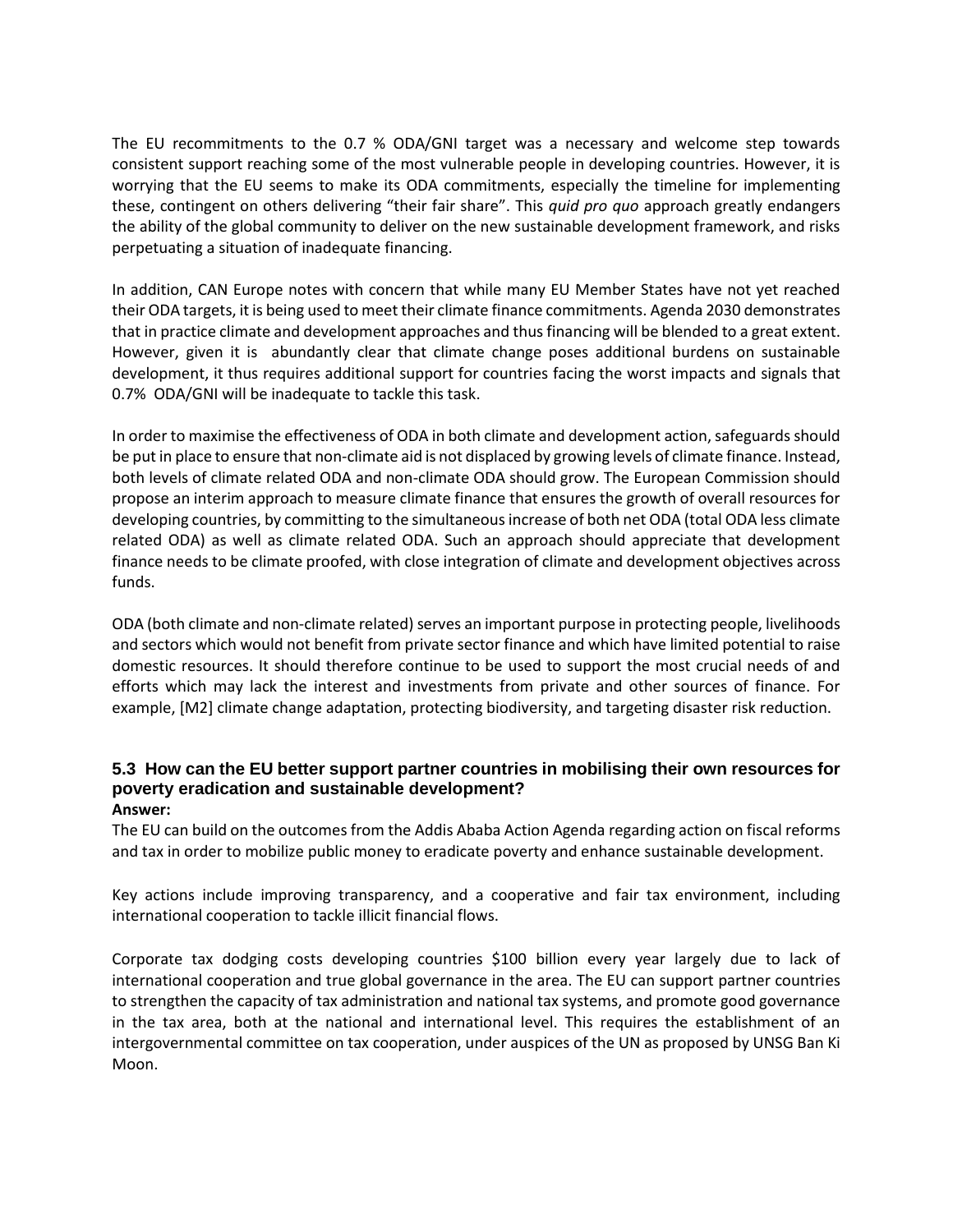The EU recommitments to the 0.7 % ODA/GNI target was a necessary and welcome step towards consistent support reaching some of the most vulnerable people in developing countries. However, it is worrying that the EU seems to make its ODA commitments, especially the timeline for implementing these, contingent on others delivering "their fair share". This *quid pro quo* approach greatly endangers the ability of the global community to deliver on the new sustainable development framework, and risks perpetuating a situation of inadequate financing.

In addition, CAN Europe notes with concern that while many EU Member States have not yet reached their ODA targets, it is being used to meet their climate finance commitments. Agenda 2030 demonstrates that in practice climate and development approaches and thus financing will be blended to a great extent. However, given it is abundantly clear that climate change poses additional burdens on sustainable development, it thus requires additional support for countries facing the worst impacts and signals that 0.7% ODA/GNI will be inadequate to tackle this task.

In order to maximise the effectiveness of ODA in both climate and development action, safeguards should be put in place to ensure that non-climate aid is not displaced by growing levels of climate finance. Instead, both levels of climate related ODA and non-climate ODA should grow. The European Commission should propose an interim approach to measure climate finance that ensures the growth of overall resources for developing countries, by committing to the simultaneous increase of both net ODA (total ODA less climate related ODA) as well as climate related ODA. Such an approach should appreciate that development finance needs to be climate proofed, with close integration of climate and development objectives across funds.

ODA (both climate and non-climate related) serves an important purpose in protecting people, livelihoods and sectors which would not benefit from private sector finance and which have limited potential to raise domestic resources. It should therefore continue to be used to support the most crucial needs of and efforts which may lack the interest and investments from private and other sources of finance. For example, [M2] climate change adaptation, protecting biodiversity, and targeting disaster risk reduction.

### 5.3 How can the EU better support partner countries in mobilising their own resources for poverty eradication and sustainable development?

**Answer:**

The EU can build on the outcomes from the Addis Ababa Action Agenda regarding action on fiscal reforms and tax in order to mobilize public money to eradicate poverty and enhance sustainable development.

Key actions include improving transparency, and a cooperative and fair tax environment, including international cooperation to tackle illicit financial flows.

Corporate tax dodging costs developing countries $100 billion every year largely due to lack of international cooperation and true global governance in the area. The EU can support partner countries to strengthen the capacity of tax administration and national tax systems, and promote good governance in the tax area, both at the national and international level. This requires the establishment of an intergovernmental committee on tax cooperation, under auspices of the UN as proposed by UNSG Ban Ki Moon.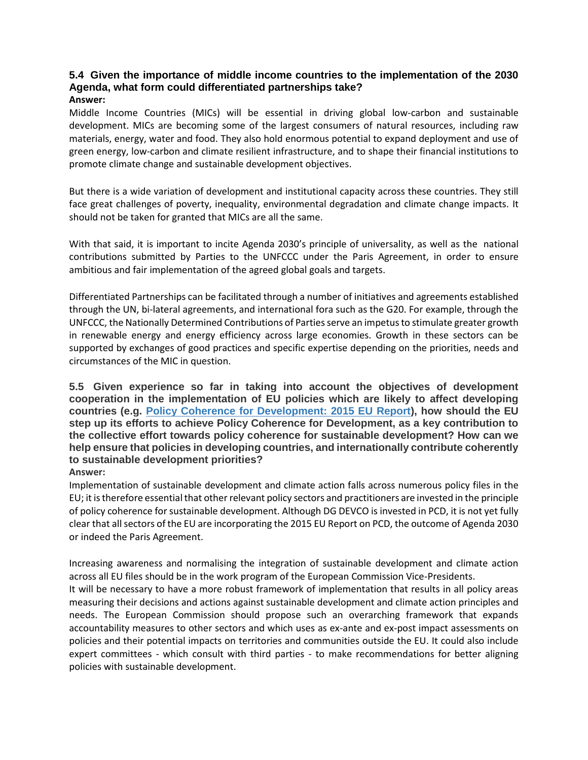### 5.4 Given the importance of middle income countries to the implementation of the 2030 Agenda, what form could differentiated partnerships take?

**Answer:**

Middle Income Countries (MICs) will be essential in driving global low-carbon and sustainable development. MICs are becoming some of the largest consumers of natural resources, including raw materials, energy, water and food. They also hold enormous potential to expand deployment and use of green energy, low-carbon and climate resilient infrastructure, and to shape their financial institutions to promote climate change and sustainable development objectives.

But there is a wide variation of development and institutional capacity across these countries. They still face great challenges of poverty, inequality, environmental degradation and climate change impacts. It should not be taken for granted that MICs are all the same.

With that said, it is important to incite Agenda 2030's principle of universality, as well as the national contributions submitted by Parties to the UNFCCC under the Paris Agreement, in order to ensure ambitious and fair implementation of the agreed global goals and targets.

Differentiated Partnerships can be facilitated through a number of initiatives and agreements established through the UN, bi-lateral agreements, and international fora such as the G20. For example, through the UNFCCC, the Nationally Determined Contributions of Parties serve an impetus to stimulate greater growth in renewable energy and energy efficiency across large economies. Growth in these sectors can be supported by exchanges of good practices and specific expertise depending on the priorities, needs and circumstances of the MIC in question.

### 5.5 Given experience so far in taking into account the objectives of development cooperation in the implementation of EU policies which are likely to affect developing countries (e.g. Policy Coherence for Development: 2015 EU Report), how should the EU step up its efforts to achieve Policy Coherence for Development, as a key contribution to the collective effort towards policy coherence for sustainable development? How can we help ensure that policies in developing countries, and internationally contribute coherently to sustainable development priorities?

**Answer:**

Implementation of sustainable development and climate action falls across numerous policy files in the EU; it is therefore essential that other relevant policy sectors and practitioners are invested in the principle of policy coherence for sustainable development. Although DG DEVCO is invested in PCD, it is not yet fully clear that all sectors of the EU are incorporating the 2015 EU Report on PCD, the outcome of Agenda 2030 or indeed the Paris Agreement.

Increasing awareness and normalising the integration of sustainable development and climate action across all EU files should be in the work program of the European Commission Vice-Presidents.

It will be necessary to have a more robust framework of implementation that results in all policy areas measuring their decisions and actions against sustainable development and climate action principles and needs. The European Commission should propose such an overarching framework that expands accountability measures to other sectors and which uses as ex-ante and ex-post impact assessments on policies and their potential impacts on territories and communities outside the EU. It could also include expert committees - which consult with third parties - to make recommendations for better aligning policies with sustainable development.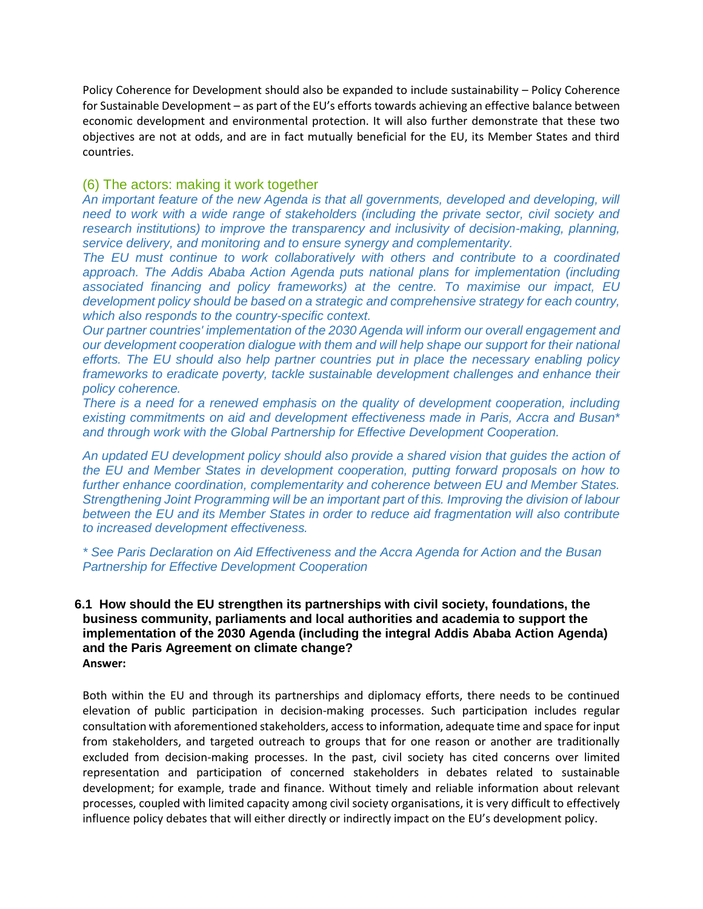Policy Coherence for Development should also be expanded to include sustainability – Policy Coherence for Sustainable Development – as part of the EU's efforts towards achieving an effective balance between economic development and environmental protection. It will also further demonstrate that these two objectives are not at odds, and are in fact mutually beneficial for the EU, its Member States and third countries.

## (6) The actors: making it work together

*An important feature of the new Agenda is that all governments, developed and developing, will need to work with a wide range of stakeholders (including the private sector, civil society and research institutions) to improve the transparency and inclusivity of decision-making, planning, service delivery, and monitoring and to ensure synergy and complementarity.*

*The EU must continue to work collaboratively with others and contribute to a coordinated approach. The Addis Ababa Action Agenda puts national plans for implementation (including associated financing and policy frameworks) at the centre. To maximise our impact, EU development policy should be based on a strategic and comprehensive strategy for each country, which also responds to the country-specific context.*

*Our partner countries' implementation of the 2030 Agenda will inform our overall engagement and our development cooperation dialogue with them and will help shape our support for their national efforts. The EU should also help partner countries put in place the necessary enabling policy frameworks to eradicate poverty, tackle sustainable development challenges and enhance their policy coherence.*

*There is a need for a renewed emphasis on the quality of development cooperation, including existing commitments on aid and development effectiveness made in Paris, Accra and Busan* and through work with the Global Partnership for Effective Development Cooperation.*

*An updated EU development policy should also provide a shared vision that guides the action of the EU and Member States in development cooperation, putting forward proposals on how to further enhance coordination, complementarity and coherence between EU and Member States. Strengthening Joint Programming will be an important part of this. Improving the division of labour between the EU and its Member States in order to reduce aid fragmentation will also contribute to increased development effectiveness.*

*\* See Paris Declaration on Aid Effectiveness and the Accra Agenda for Action and the Busan Partnership for Effective Development Cooperation*

### 6.1 How should the EU strengthen its partnerships with civil society, foundations, the business community, parliaments and local authorities and academia to support the implementation of the 2030 Agenda (including the integral Addis Ababa Action Agenda) and the Paris Agreement on climate change?

**Answer:**

Both within the EU and through its partnerships and diplomacy efforts, there needs to be continued elevation of public participation in decision-making processes. Such participation includes regular consultation with aforementioned stakeholders, access to information, adequate time and space for input from stakeholders, and targeted outreach to groups that for one reason or another are traditionally excluded from decision-making processes. In the past, civil society has cited concerns over limited representation and participation of concerned stakeholders in debates related to sustainable development; for example, trade and finance. Without timely and reliable information about relevant processes, coupled with limited capacity among civil society organisations, it is very difficult to effectively influence policy debates that will either directly or indirectly impact on the EU's development policy.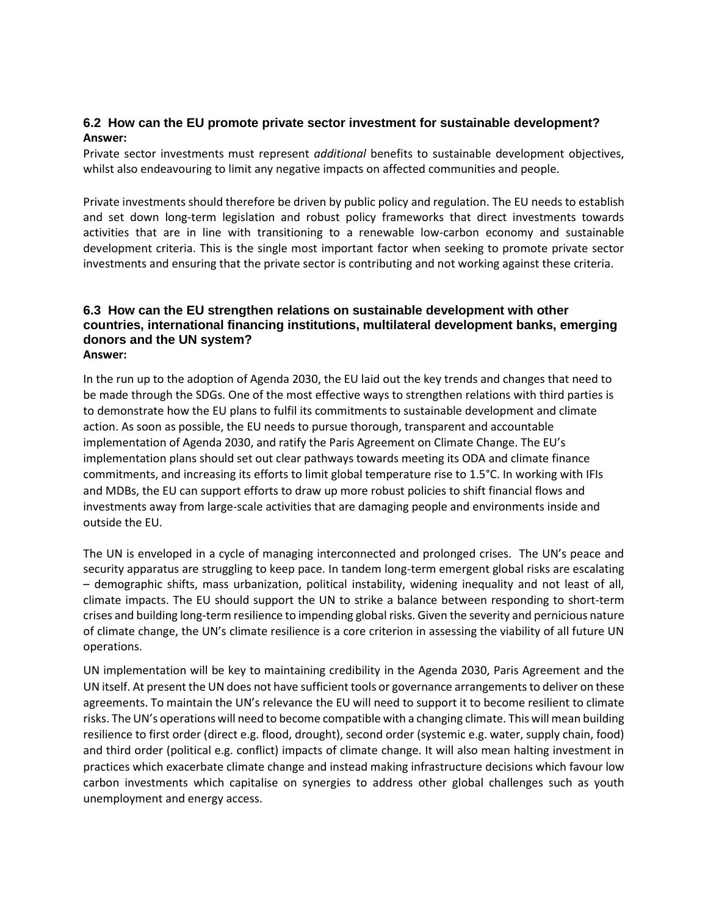### 6.2 How can the EU promote private sector investment for sustainable development?

**Answer:**

Private sector investments must represent *additional* benefits to sustainable development objectives, whilst also endeavouring to limit any negative impacts on affected communities and people.

Private investments should therefore be driven by public policy and regulation. The EU needs to establish and set down long-term legislation and robust policy frameworks that direct investments towards activities that are in line with transitioning to a renewable low-carbon economy and sustainable development criteria. This is the single most important factor when seeking to promote private sector investments and ensuring that the private sector is contributing and not working against these criteria.

### 6.3 How can the EU strengthen relations on sustainable development with other countries, international financing institutions, multilateral development banks, emerging donors and the UN system?

**Answer:**

In the run up to the adoption of Agenda 2030, the EU laid out the key trends and changes that need to be made through the SDGs. One of the most effective ways to strengthen relations with third parties is to demonstrate how the EU plans to fulfil its commitments to sustainable development and climate action. As soon as possible, the EU needs to pursue thorough, transparent and accountable implementation of Agenda 2030, and ratify the Paris Agreement on Climate Change. The EU's implementation plans should set out clear pathways towards meeting its ODA and climate finance commitments, and increasing its efforts to limit global temperature rise to 1.5°C. In working with IFIs and MDBs, the EU can support efforts to draw up more robust policies to shift financial flows and investments away from large-scale activities that are damaging people and environments inside and outside the EU.

The UN is enveloped in a cycle of managing interconnected and prolonged crises. The UN's peace and security apparatus are struggling to keep pace. In tandem long-term emergent global risks are escalating – demographic shifts, mass urbanization, political instability, widening inequality and not least of all, climate impacts. The EU should support the UN to strike a balance between responding to short-term crises and building long-term resilience to impending global risks. Given the severity and pernicious nature of climate change, the UN's climate resilience is a core criterion in assessing the viability of all future UN operations.

UN implementation will be key to maintaining credibility in the Agenda 2030, Paris Agreement and the UN itself. At present the UN does not have sufficient tools or governance arrangements to deliver on these agreements. To maintain the UN's relevance the EU will need to support it to become resilient to climate risks. The UN's operations will need to become compatible with a changing climate. This will mean building resilience to first order (direct e.g. flood, drought), second order (systemic e.g. water, supply chain, food) and third order (political e.g. conflict) impacts of climate change. It will also mean halting investment in practices which exacerbate climate change and instead making infrastructure decisions which favour low carbon investments which capitalise on synergies to address other global challenges such as youth unemployment and energy access.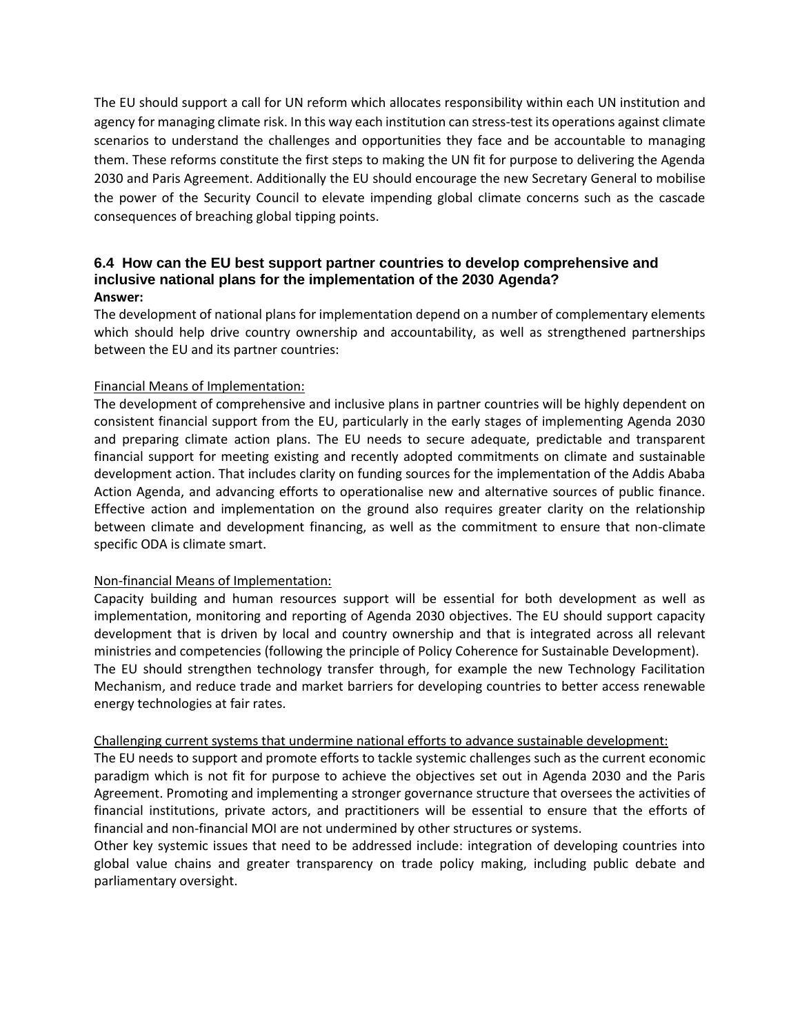The EU should support a call for UN reform which allocates responsibility within each UN institution and agency for managing climate risk. In this way each institution can stress-test its operations against climate scenarios to understand the challenges and opportunities they face and be accountable to managing them. These reforms constitute the first steps to making the UN fit for purpose to delivering the Agenda 2030 and Paris Agreement. Additionally the EU should encourage the new Secretary General to mobilise the power of the Security Council to elevate impending global climate concerns such as the cascade consequences of breaching global tipping points.

### 6.4 How can the EU best support partner countries to develop comprehensive and inclusive national plans for the implementation of the 2030 Agenda?

**Answer:**

The development of national plans for implementation depend on a number of complementary elements which should help drive country ownership and accountability, as well as strengthened partnerships between the EU and its partner countries:

Financial Means of Implementation:

The development of comprehensive and inclusive plans in partner countries will be highly dependent on consistent financial support from the EU, particularly in the early stages of implementing Agenda 2030 and preparing climate action plans. The EU needs to secure adequate, predictable and transparent financial support for meeting existing and recently adopted commitments on climate and sustainable development action. That includes clarity on funding sources for the implementation of the Addis Ababa Action Agenda, and advancing efforts to operationalise new and alternative sources of public finance. Effective action and implementation on the ground also requires greater clarity on the relationship between climate and development financing, as well as the commitment to ensure that non-climate specific ODA is climate smart.

Non-financial Means of Implementation:

Capacity building and human resources support will be essential for both development as well as implementation, monitoring and reporting of Agenda 2030 objectives. The EU should support capacity development that is driven by local and country ownership and that is integrated across all relevant ministries and competencies (following the principle of Policy Coherence for Sustainable Development).

The EU should strengthen technology transfer through, for example the new Technology Facilitation Mechanism, and reduce trade and market barriers for developing countries to better access renewable energy technologies at fair rates.

Challenging current systems that undermine national efforts to advance sustainable development:

The EU needs to support and promote efforts to tackle systemic challenges such as the current economic paradigm which is not fit for purpose to achieve the objectives set out in Agenda 2030 and the Paris Agreement. Promoting and implementing a stronger governance structure that oversees the activities of financial institutions, private actors, and practitioners will be essential to ensure that the efforts of financial and non-financial MOI are not undermined by other structures or systems.

Other key systemic issues that need to be addressed include: integration of developing countries into global value chains and greater transparency on trade policy making, including public debate and parliamentary oversight.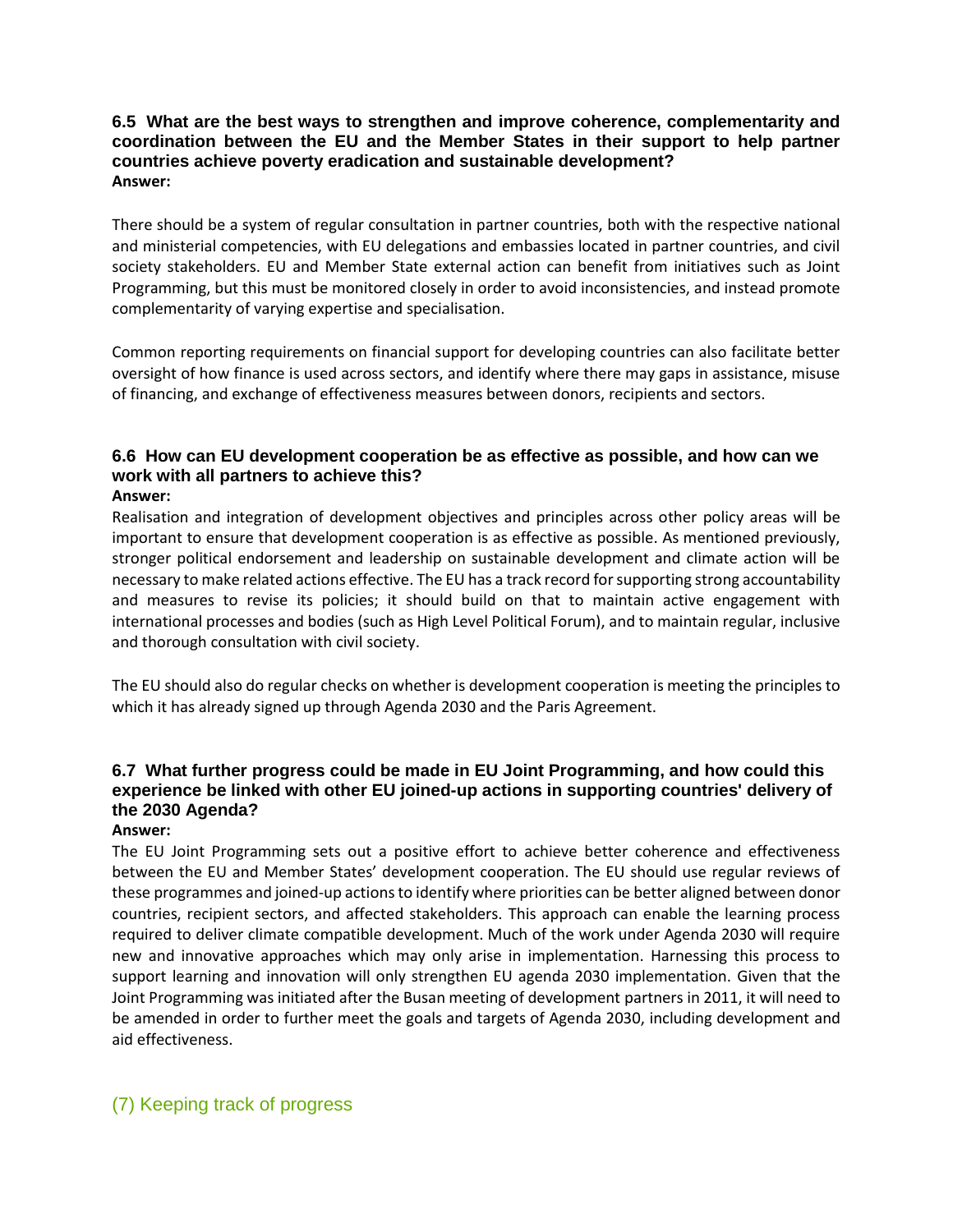### 6.5 What are the best ways to strengthen and improve coherence, complementarity and coordination between the EU and the Member States in their support to help partner countries achieve poverty eradication and sustainable development?

**Answer:**

There should be a system of regular consultation in partner countries, both with the respective national and ministerial competencies, with EU delegations and embassies located in partner countries, and civil society stakeholders. EU and Member State external action can benefit from initiatives such as Joint Programming, but this must be monitored closely in order to avoid inconsistencies, and instead promote complementarity of varying expertise and specialisation.

Common reporting requirements on financial support for developing countries can also facilitate better oversight of how finance is used across sectors, and identify where there may gaps in assistance, misuse of financing, and exchange of effectiveness measures between donors, recipients and sectors.

### 6.6 How can EU development cooperation be as effective as possible, and how can we work with all partners to achieve this?

**Answer:**

Realisation and integration of development objectives and principles across other policy areas will be important to ensure that development cooperation is as effective as possible. As mentioned previously, stronger political endorsement and leadership on sustainable development and climate action will be necessary to make related actions effective. The EU has a track record for supporting strong accountability and measures to revise its policies; it should build on that to maintain active engagement with international processes and bodies (such as High Level Political Forum), and to maintain regular, inclusive and thorough consultation with civil society.

The EU should also do regular checks on whether is development cooperation is meeting the principles to which it has already signed up through Agenda 2030 and the Paris Agreement.

### 6.7 What further progress could be made in EU Joint Programming, and how could this experience be linked with other EU joined-up actions in supporting countries' delivery of the 2030 Agenda?

**Answer:**

The EU Joint Programming sets out a positive effort to achieve better coherence and effectiveness between the EU and Member States' development cooperation. The EU should use regular reviews of these programmes and joined-up actions to identify where priorities can be better aligned between donor countries, recipient sectors, and affected stakeholders. This approach can enable the learning process required to deliver climate compatible development. Much of the work under Agenda 2030 will require new and innovative approaches which may only arise in implementation. Harnessing this process to support learning and innovation will only strengthen EU agenda 2030 implementation. Given that the Joint Programming was initiated after the Busan meeting of development partners in 2011, it will need to be amended in order to further meet the goals and targets of Agenda 2030, including development and aid effectiveness.

## (7) Keeping track of progress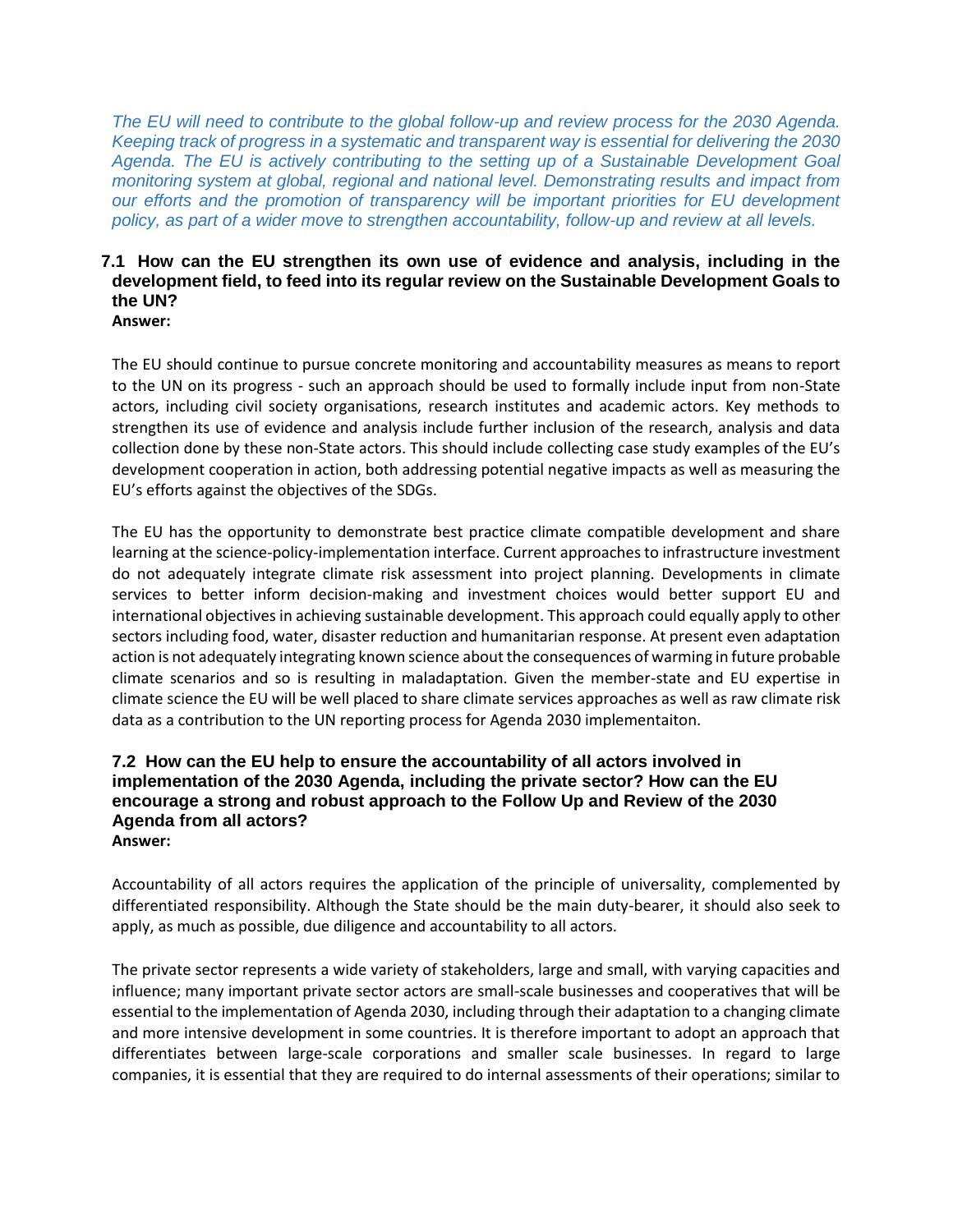*The EU will need to contribute to the global follow-up and review process for the 2030 Agenda. Keeping track of progress in a systematic and transparent way is essential for delivering the 2030 Agenda. The EU is actively contributing to the setting up of a Sustainable Development Goal monitoring system at global, regional and national level. Demonstrating results and impact from our efforts and the promotion of transparency will be important priorities for EU development policy, as part of a wider move to strengthen accountability, follow-up and review at all levels.*

### 7.1 How can the EU strengthen its own use of evidence and analysis, including in the development field, to feed into its regular review on the Sustainable Development Goals to the UN?

**Answer:**

The EU should continue to pursue concrete monitoring and accountability measures as means to report to the UN on its progress - such an approach should be used to formally include input from non-State actors, including civil society organisations, research institutes and academic actors. Key methods to strengthen its use of evidence and analysis include further inclusion of the research, analysis and data collection done by these non-State actors. This should include collecting case study examples of the EU's development cooperation in action, both addressing potential negative impacts as well as measuring the EU's efforts against the objectives of the SDGs.

The EU has the opportunity to demonstrate best practice climate compatible development and share learning at the science-policy-implementation interface. Current approaches to infrastructure investment do not adequately integrate climate risk assessment into project planning. Developments in climate services to better inform decision-making and investment choices would better support EU and international objectives in achieving sustainable development. This approach could equally apply to other sectors including food, water, disaster reduction and humanitarian response. At present even adaptation action is not adequately integrating known science about the consequences of warming in future probable climate scenarios and so is resulting in maladaptation. Given the member-state and EU expertise in climate science the EU will be well placed to share climate services approaches as well as raw climate risk data as a contribution to the UN reporting process for Agenda 2030 implementaiton.

### 7.2 How can the EU help to ensure the accountability of all actors involved in implementation of the 2030 Agenda, including the private sector? How can the EU encourage a strong and robust approach to the Follow Up and Review of the 2030 Agenda from all actors?

**Answer:**

Accountability of all actors requires the application of the principle of universality, complemented by differentiated responsibility. Although the State should be the main duty-bearer, it should also seek to apply, as much as possible, due diligence and accountability to all actors.

The private sector represents a wide variety of stakeholders, large and small, with varying capacities and influence; many important private sector actors are small-scale businesses and cooperatives that will be essential to the implementation of Agenda 2030, including through their adaptation to a changing climate and more intensive development in some countries. It is therefore important to adopt an approach that differentiates between large-scale corporations and smaller scale businesses. In regard to large companies, it is essential that they are required to do internal assessments of their operations; similar to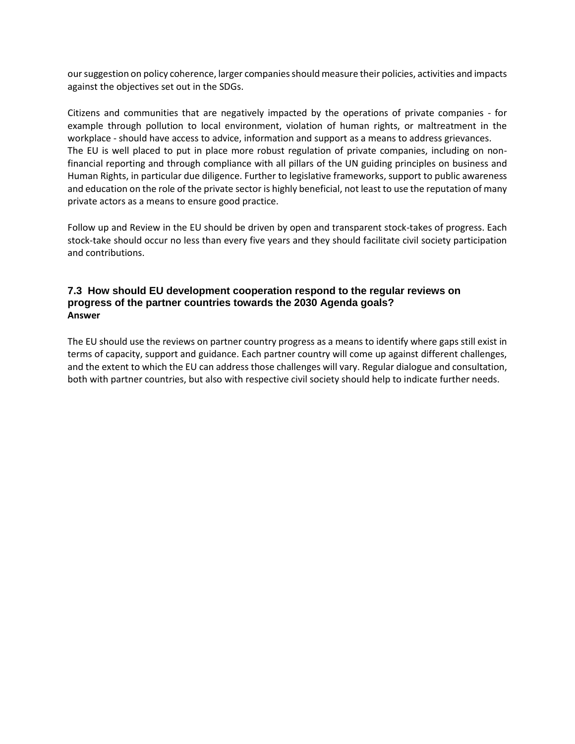our suggestion on policy coherence, larger companies should measure their policies, activities and impacts against the objectives set out in the SDGs.

Citizens and communities that are negatively impacted by the operations of private companies - for example through pollution to local environment, violation of human rights, or maltreatment in the workplace - should have access to advice, information and support as a means to address grievances.
The EU is well placed to put in place more robust regulation of private companies, including on non-financial reporting and through compliance with all pillars of the UN guiding principles on business and Human Rights, in particular due diligence. Further to legislative frameworks, support to public awareness and education on the role of the private sector is highly beneficial, not least to use the reputation of many private actors as a means to ensure good practice.

Follow up and Review in the EU should be driven by open and transparent stock-takes of progress. Each stock-take should occur no less than every five years and they should facilitate civil society participation and contributions.

### 7.3 How should EU development cooperation respond to the regular reviews on progress of the partner countries towards the 2030 Agenda goals?

**Answer**

The EU should use the reviews on partner country progress as a means to identify where gaps still exist in terms of capacity, support and guidance. Each partner country will come up against different challenges, and the extent to which the EU can address those challenges will vary. Regular dialogue and consultation, both with partner countries, but also with respective civil society should help to indicate further needs.